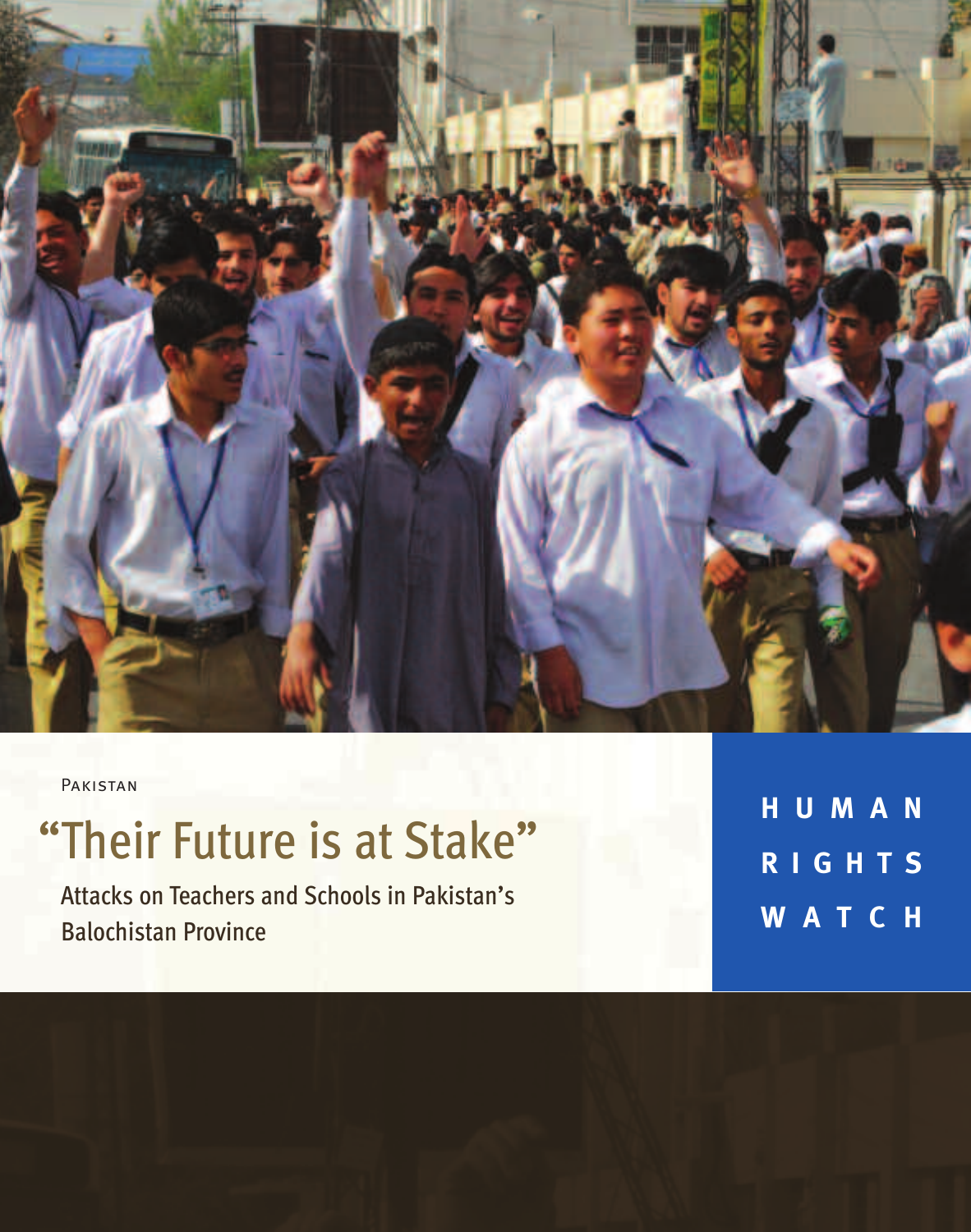Pakistan

# "Their Future is at Stake"

## Attacks on Teachers and Schools in Pakistan's Balochistan Province

HUMAN RIGHTS WATCH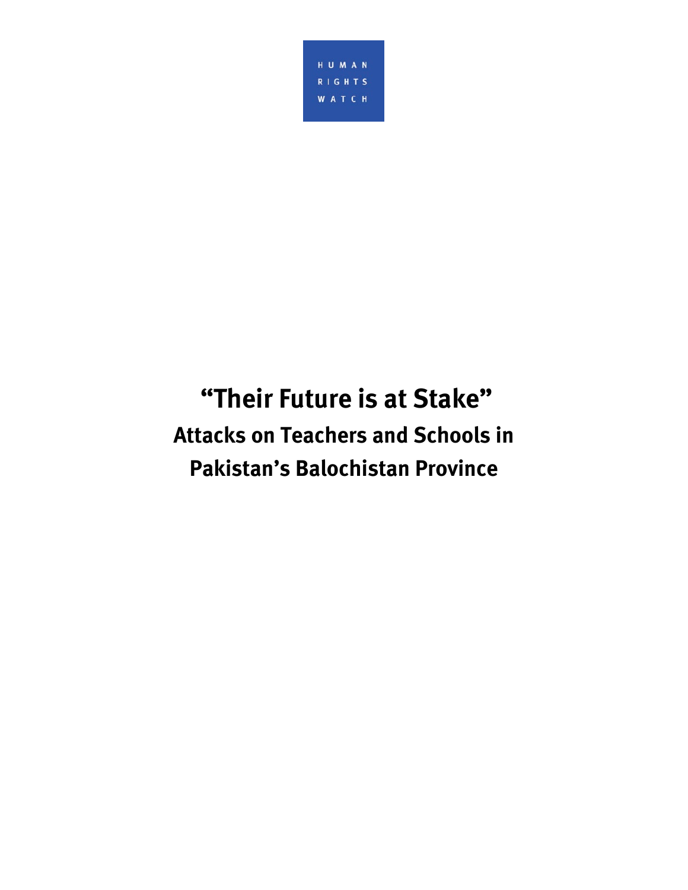HUMAN RIGHTS WATCH

# "Their Future is at Stake"

## Attacks on Teachers and Schools in Pakistan's Balochistan Province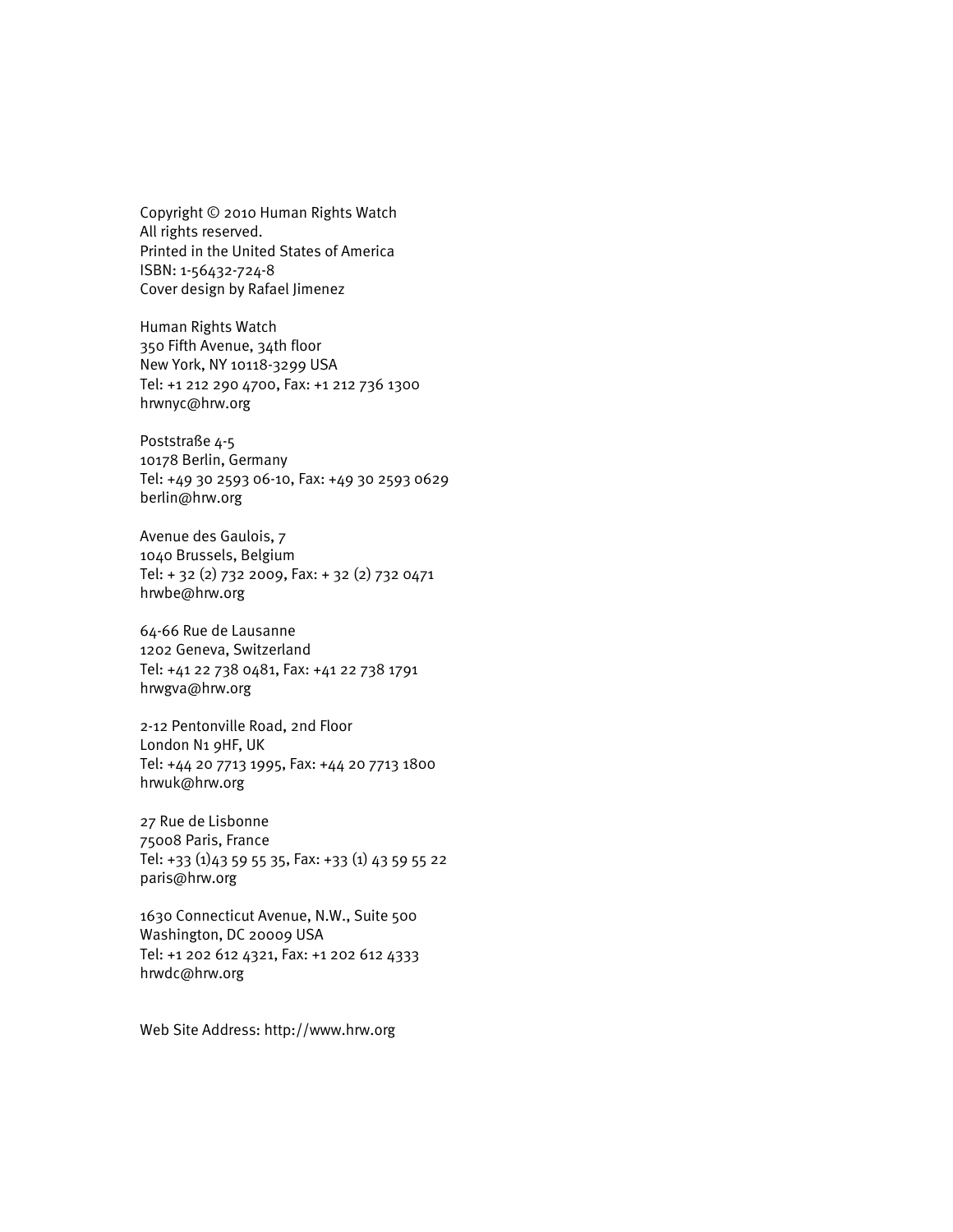Copyright © 2010 Human Rights Watch
All rights reserved.
Printed in the United States of America
ISBN: 1-56432-724-8
Cover design by Rafael Jimenez

Human Rights Watch
350 Fifth Avenue, 34th floor
New York, NY 10118-3299 USA
Tel: +1 212 290 4700, Fax: +1 212 736 1300
hrwnyc@hrw.org

Poststraße 4-5
10178 Berlin, Germany
Tel: +49 30 2593 06-10, Fax: +49 30 2593 0629
berlin@hrw.org

Avenue des Gaulois, 7
1040 Brussels, Belgium
Tel: + 32 (2) 732 2009, Fax: + 32 (2) 732 0471
hrwbe@hrw.org

64-66 Rue de Lausanne
1202 Geneva, Switzerland
Tel: +41 22 738 0481, Fax: +41 22 738 1791
hrwgva@hrw.org

2-12 Pentonville Road, 2nd Floor
London N1 9HF, UK
Tel: +44 20 7713 1995, Fax: +44 20 7713 1800
hrwuk@hrw.org

27 Rue de Lisbonne
75008 Paris, France
Tel: +33 (1)43 59 55 35, Fax: +33 (1) 43 59 55 22
paris@hrw.org

1630 Connecticut Avenue, N.W., Suite 500
Washington, DC 20009 USA
Tel: +1 202 612 4321, Fax: +1 202 612 4333
hrwdc@hrw.org

Web Site Address: http://www.hrw.org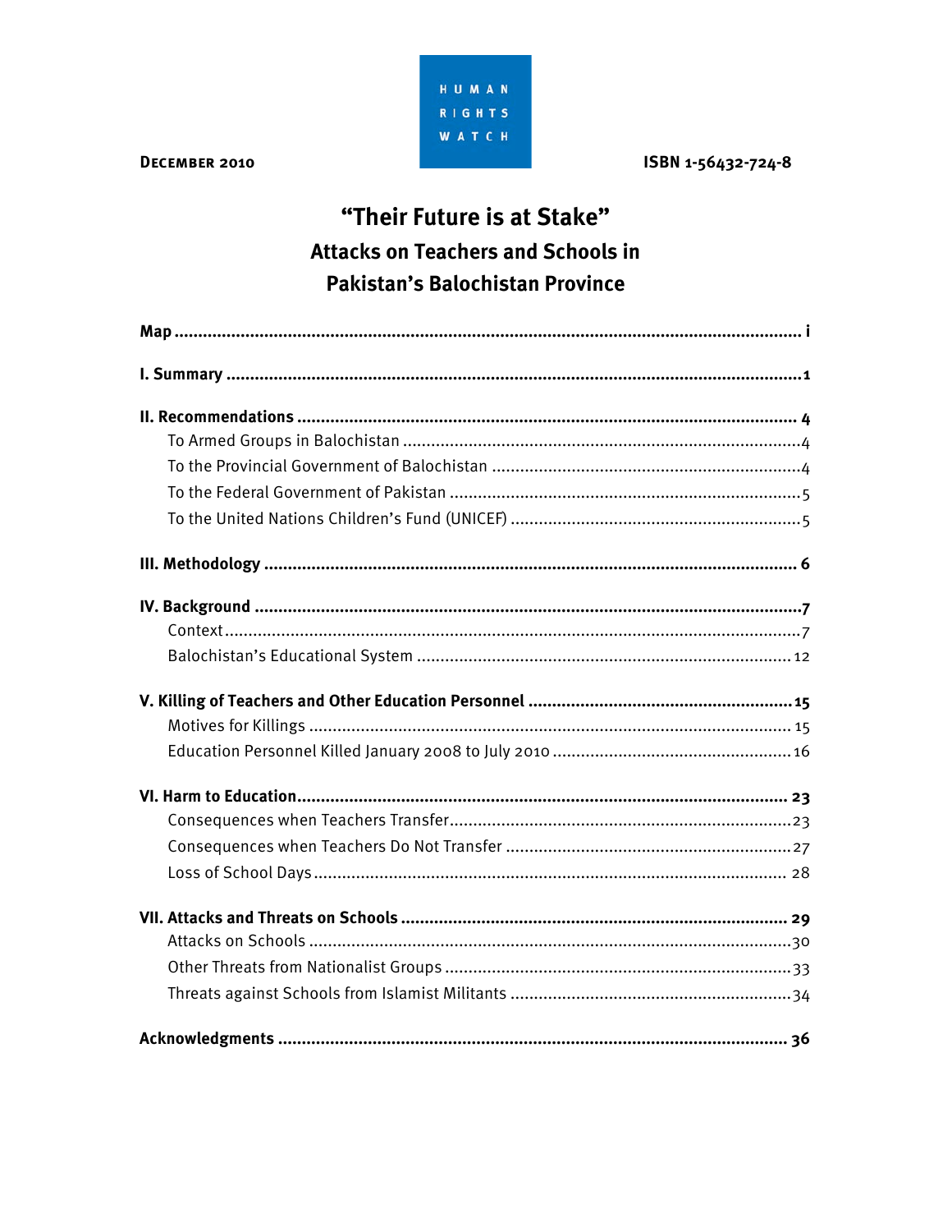HUMAN RIGHTS WATCH

**December 2010** ISBN 1-56432-724-8

# "Their Future is at Stake"

## Attacks on Teachers and Schools in Pakistan's Balochistan Province

**Map** ........................................................ i

**I. Summary** ........................................................ 1

**II. Recommendations** ........................................................ 4

To Armed Groups in Balochistan ........................................................ 4

To the Provincial Government of Balochistan ........................................................ 4

To the Federal Government of Pakistan ........................................................ 5

To the United Nations Children's Fund (UNICEF) ........................................................ 5

**III. Methodology** ........................................................ 6

**IV. Background** ........................................................ 7

Context ........................................................ 7

Balochistan's Educational System ........................................................ 12

**V. Killing of Teachers and Other Education Personnel** ........................................................ 15

Motives for Killings ........................................................ 15

Education Personnel Killed January 2008 to July 2010 ........................................................ 16

**VI. Harm to Education** ........................................................ 23

Consequences when Teachers Transfer ........................................................ 23

Consequences when Teachers Do Not Transfer ........................................................ 27

Loss of School Days ........................................................ 28

**VII. Attacks and Threats on Schools** ........................................................ 29

Attacks on Schools ........................................................ 30

Other Threats from Nationalist Groups ........................................................ 33

Threats against Schools from Islamist Militants ........................................................ 34

**Acknowledgments** ........................................................ 36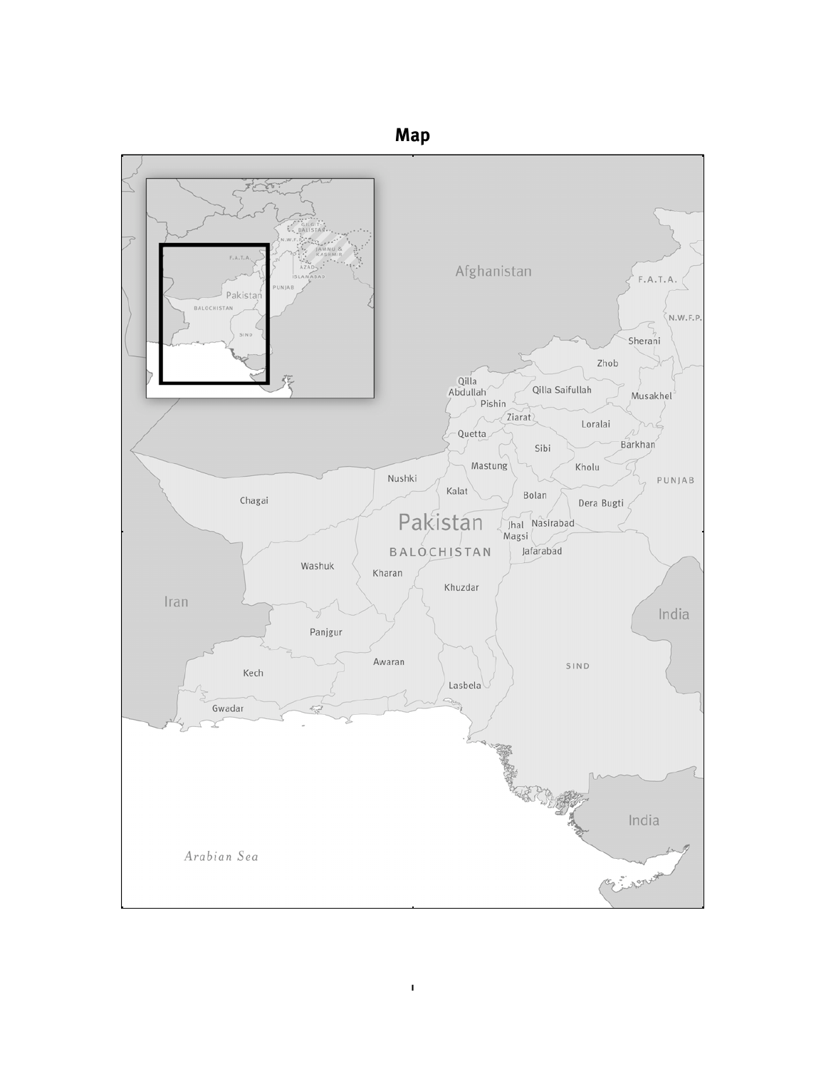# Map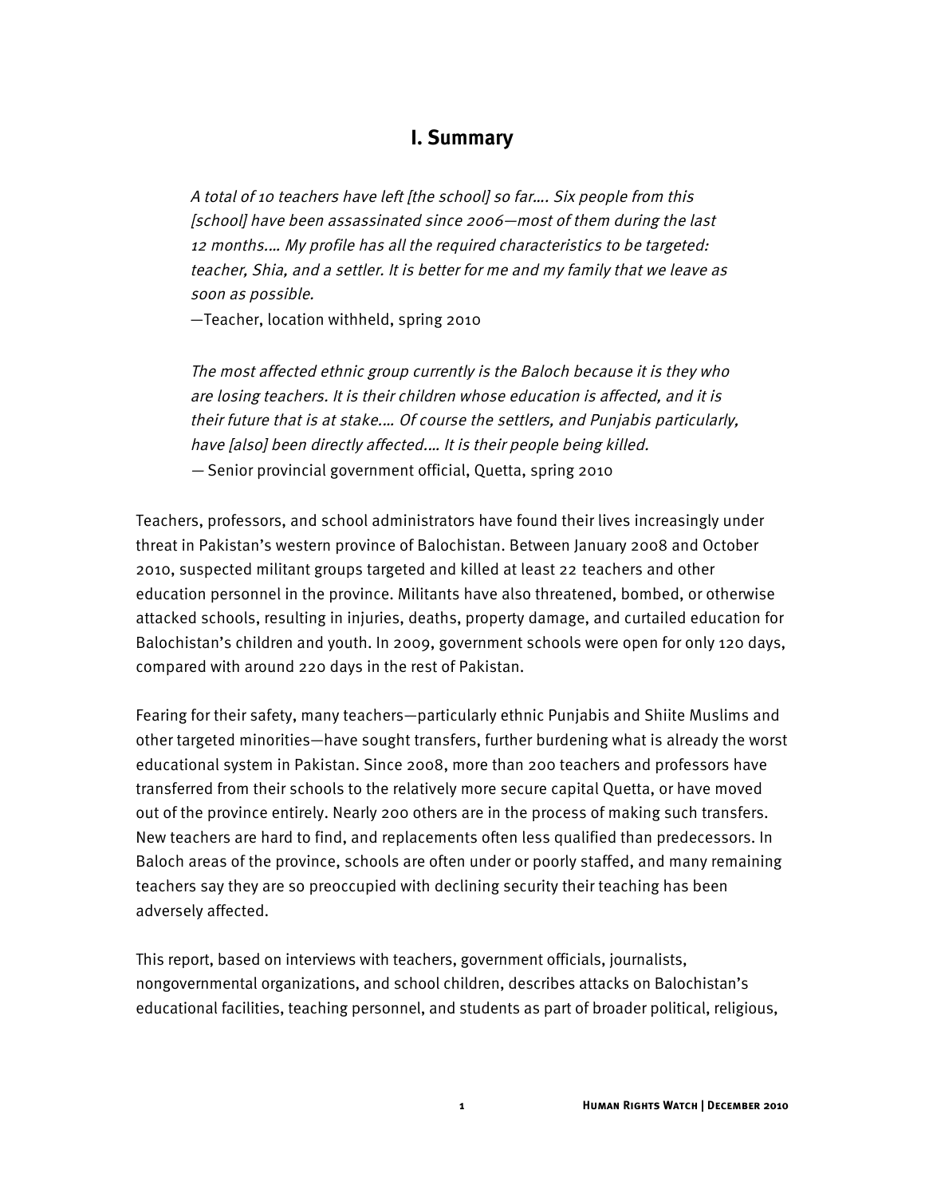## I. Summary

> *A total of 10 teachers have left [the school] so far…. Six people from this [school] have been assassinated since 2006—most of them during the last 12 months.… My profile has all the required characteristics to be targeted: teacher, Shia, and a settler. It is better for me and my family that we leave as soon as possible.*
>
> —Teacher, location withheld, spring 2010

> *The most affected ethnic group currently is the Baloch because it is they who are losing teachers. It is their children whose education is affected, and it is their future that is at stake.… Of course the settlers, and Punjabis particularly, have [also] been directly affected.… It is their people being killed.*
>
> — Senior provincial government official, Quetta, spring 2010

Teachers, professors, and school administrators have found their lives increasingly under threat in Pakistan's western province of Balochistan. Between January 2008 and October 2010, suspected militant groups targeted and killed at least 22 teachers and other education personnel in the province. Militants have also threatened, bombed, or otherwise attacked schools, resulting in injuries, deaths, property damage, and curtailed education for Balochistan's children and youth. In 2009, government schools were open for only 120 days, compared with around 220 days in the rest of Pakistan.

Fearing for their safety, many teachers—particularly ethnic Punjabis and Shiite Muslims and other targeted minorities—have sought transfers, further burdening what is already the worst educational system in Pakistan. Since 2008, more than 200 teachers and professors have transferred from their schools to the relatively more secure capital Quetta, or have moved out of the province entirely. Nearly 200 others are in the process of making such transfers. New teachers are hard to find, and replacements often less qualified than predecessors. In Baloch areas of the province, schools are often under or poorly staffed, and many remaining teachers say they are so preoccupied with declining security their teaching has been adversely affected.

This report, based on interviews with teachers, government officials, journalists, nongovernmental organizations, and school children, describes attacks on Balochistan's educational facilities, teaching personnel, and students as part of broader political, religious,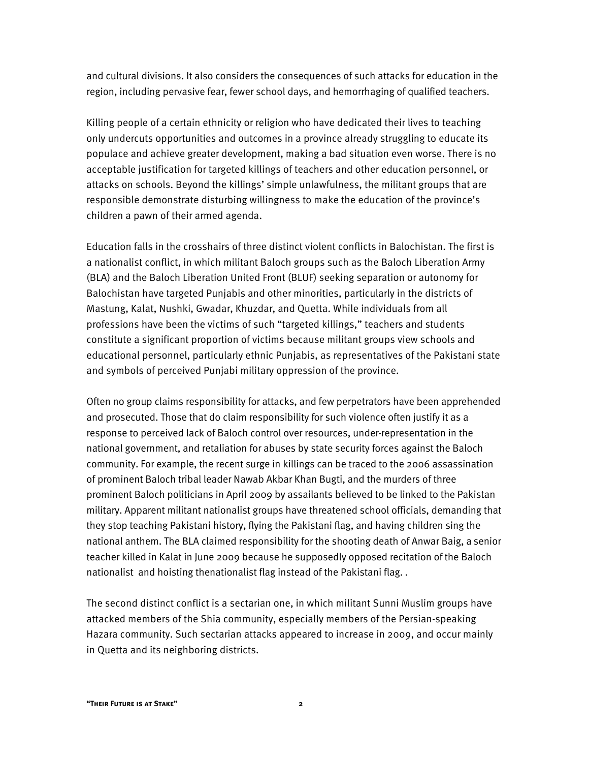and cultural divisions. It also considers the consequences of such attacks for education in the region, including pervasive fear, fewer school days, and hemorrhaging of qualified teachers.

Killing people of a certain ethnicity or religion who have dedicated their lives to teaching only undercuts opportunities and outcomes in a province already struggling to educate its populace and achieve greater development, making a bad situation even worse. There is no acceptable justification for targeted killings of teachers and other education personnel, or attacks on schools. Beyond the killings' simple unlawfulness, the militant groups that are responsible demonstrate disturbing willingness to make the education of the province's children a pawn of their armed agenda.

Education falls in the crosshairs of three distinct violent conflicts in Balochistan. The first is a nationalist conflict, in which militant Baloch groups such as the Baloch Liberation Army (BLA) and the Baloch Liberation United Front (BLUF) seeking separation or autonomy for Balochistan have targeted Punjabis and other minorities, particularly in the districts of Mastung, Kalat, Nushki, Gwadar, Khuzdar, and Quetta. While individuals from all professions have been the victims of such "targeted killings," teachers and students constitute a significant proportion of victims because militant groups view schools and educational personnel, particularly ethnic Punjabis, as representatives of the Pakistani state and symbols of perceived Punjabi military oppression of the province.

Often no group claims responsibility for attacks, and few perpetrators have been apprehended and prosecuted. Those that do claim responsibility for such violence often justify it as a response to perceived lack of Baloch control over resources, under-representation in the national government, and retaliation for abuses by state security forces against the Baloch community. For example, the recent surge in killings can be traced to the 2006 assassination of prominent Baloch tribal leader Nawab Akbar Khan Bugti, and the murders of three prominent Baloch politicians in April 2009 by assailants believed to be linked to the Pakistan military. Apparent militant nationalist groups have threatened school officials, demanding that they stop teaching Pakistani history, flying the Pakistani flag, and having children sing the national anthem. The BLA claimed responsibility for the shooting death of Anwar Baig, a senior teacher killed in Kalat in June 2009 because he supposedly opposed recitation of the Baloch nationalist and hoisting thenationalist flag instead of the Pakistani flag. .

The second distinct conflict is a sectarian one, in which militant Sunni Muslim groups have attacked members of the Shia community, especially members of the Persian-speaking Hazara community. Such sectarian attacks appeared to increase in 2009, and occur mainly in Quetta and its neighboring districts.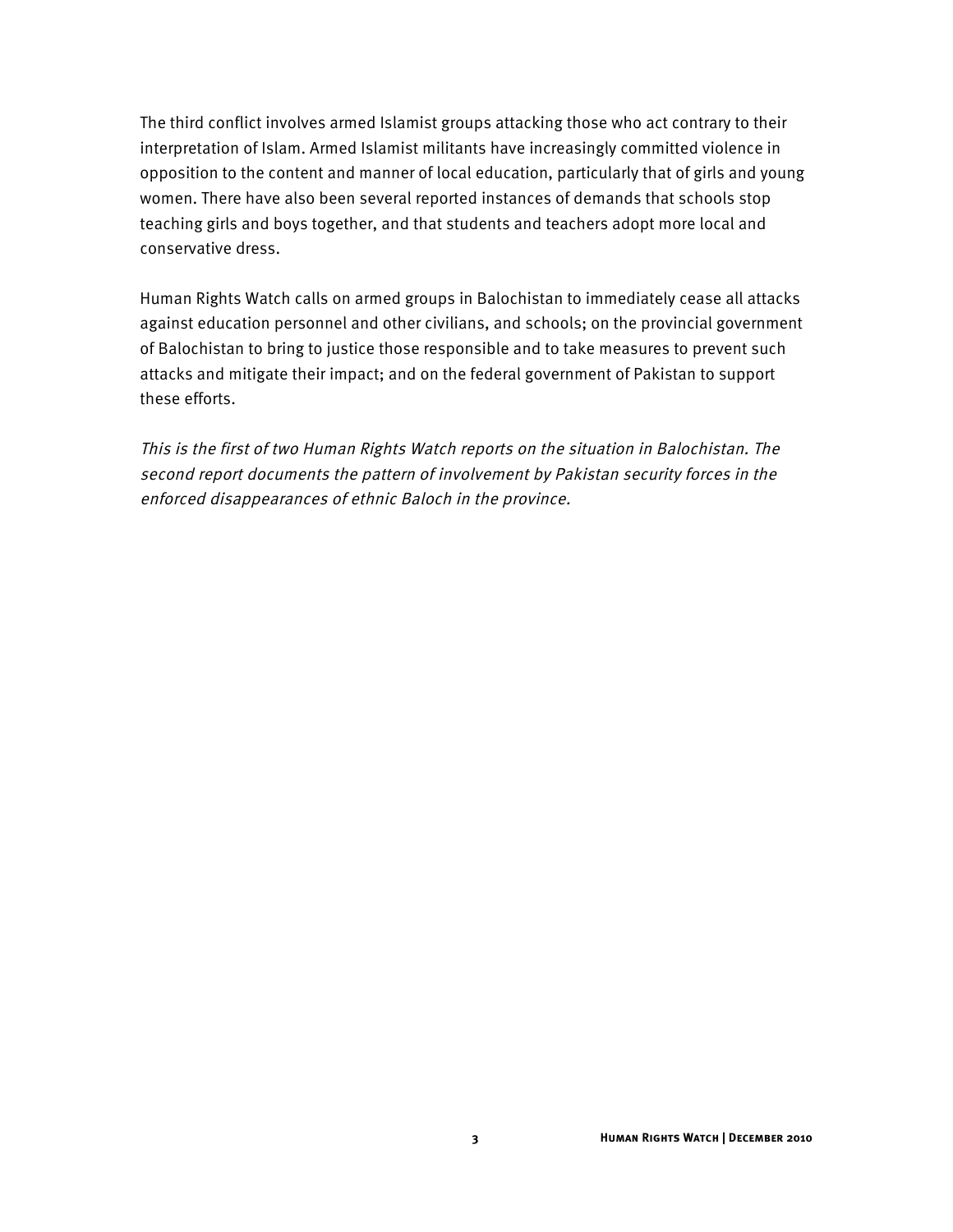The third conflict involves armed Islamist groups attacking those who act contrary to their interpretation of Islam. Armed Islamist militants have increasingly committed violence in opposition to the content and manner of local education, particularly that of girls and young women. There have also been several reported instances of demands that schools stop teaching girls and boys together, and that students and teachers adopt more local and conservative dress.

Human Rights Watch calls on armed groups in Balochistan to immediately cease all attacks against education personnel and other civilians, and schools; on the provincial government of Balochistan to bring to justice those responsible and to take measures to prevent such attacks and mitigate their impact; and on the federal government of Pakistan to support these efforts.

*This is the first of two Human Rights Watch reports on the situation in Balochistan. The second report documents the pattern of involvement by Pakistan security forces in the enforced disappearances of ethnic Baloch in the province.*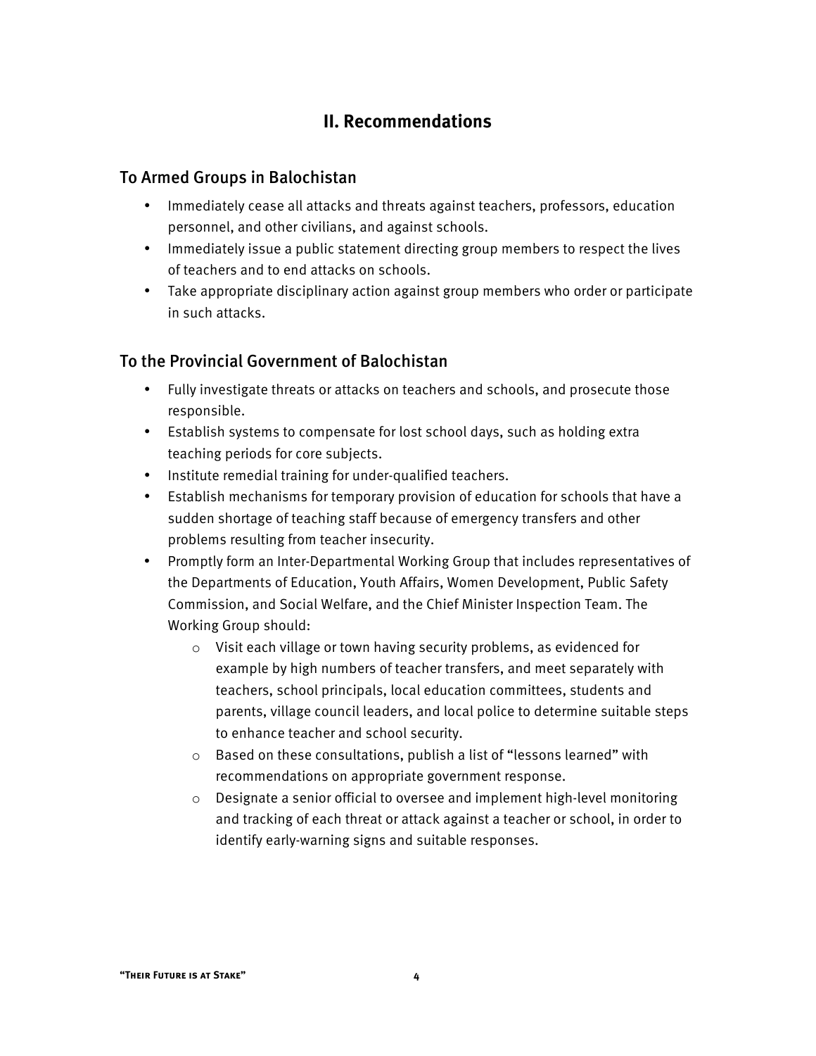## II. Recommendations

### To Armed Groups in Balochistan

- Immediately cease all attacks and threats against teachers, professors, education personnel, and other civilians, and against schools.
- Immediately issue a public statement directing group members to respect the lives of teachers and to end attacks on schools.
- Take appropriate disciplinary action against group members who order or participate in such attacks.

### To the Provincial Government of Balochistan

- Fully investigate threats or attacks on teachers and schools, and prosecute those responsible.
- Establish systems to compensate for lost school days, such as holding extra teaching periods for core subjects.
- Institute remedial training for under-qualified teachers.
- Establish mechanisms for temporary provision of education for schools that have a sudden shortage of teaching staff because of emergency transfers and other problems resulting from teacher insecurity.
- Promptly form an Inter-Departmental Working Group that includes representatives of the Departments of Education, Youth Affairs, Women Development, Public Safety Commission, and Social Welfare, and the Chief Minister Inspection Team. The Working Group should:
    - Visit each village or town having security problems, as evidenced for example by high numbers of teacher transfers, and meet separately with teachers, school principals, local education committees, students and parents, village council leaders, and local police to determine suitable steps to enhance teacher and school security.
    - Based on these consultations, publish a list of "lessons learned" with recommendations on appropriate government response.
    - Designate a senior official to oversee and implement high-level monitoring and tracking of each threat or attack against a teacher or school, in order to identify early-warning signs and suitable responses.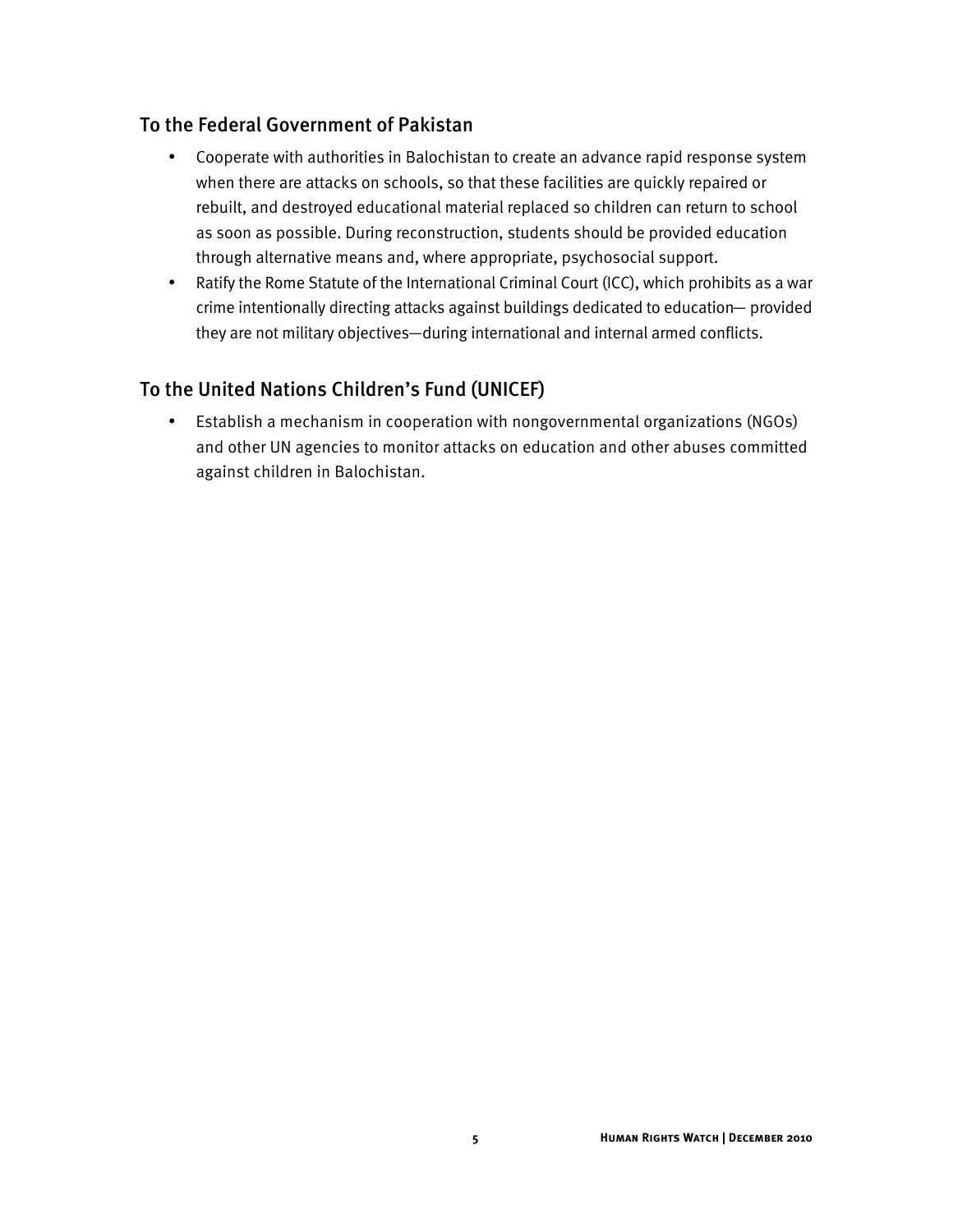## To the Federal Government of Pakistan

- Cooperate with authorities in Balochistan to create an advance rapid response system when there are attacks on schools, so that these facilities are quickly repaired or rebuilt, and destroyed educational material replaced so children can return to school as soon as possible. During reconstruction, students should be provided education through alternative means and, where appropriate, psychosocial support.
- Ratify the Rome Statute of the International Criminal Court (ICC), which prohibits as a war crime intentionally directing attacks against buildings dedicated to education— provided they are not military objectives—during international and internal armed conflicts.

## To the United Nations Children's Fund (UNICEF)

- Establish a mechanism in cooperation with nongovernmental organizations (NGOs) and other UN agencies to monitor attacks on education and other abuses committed against children in Balochistan.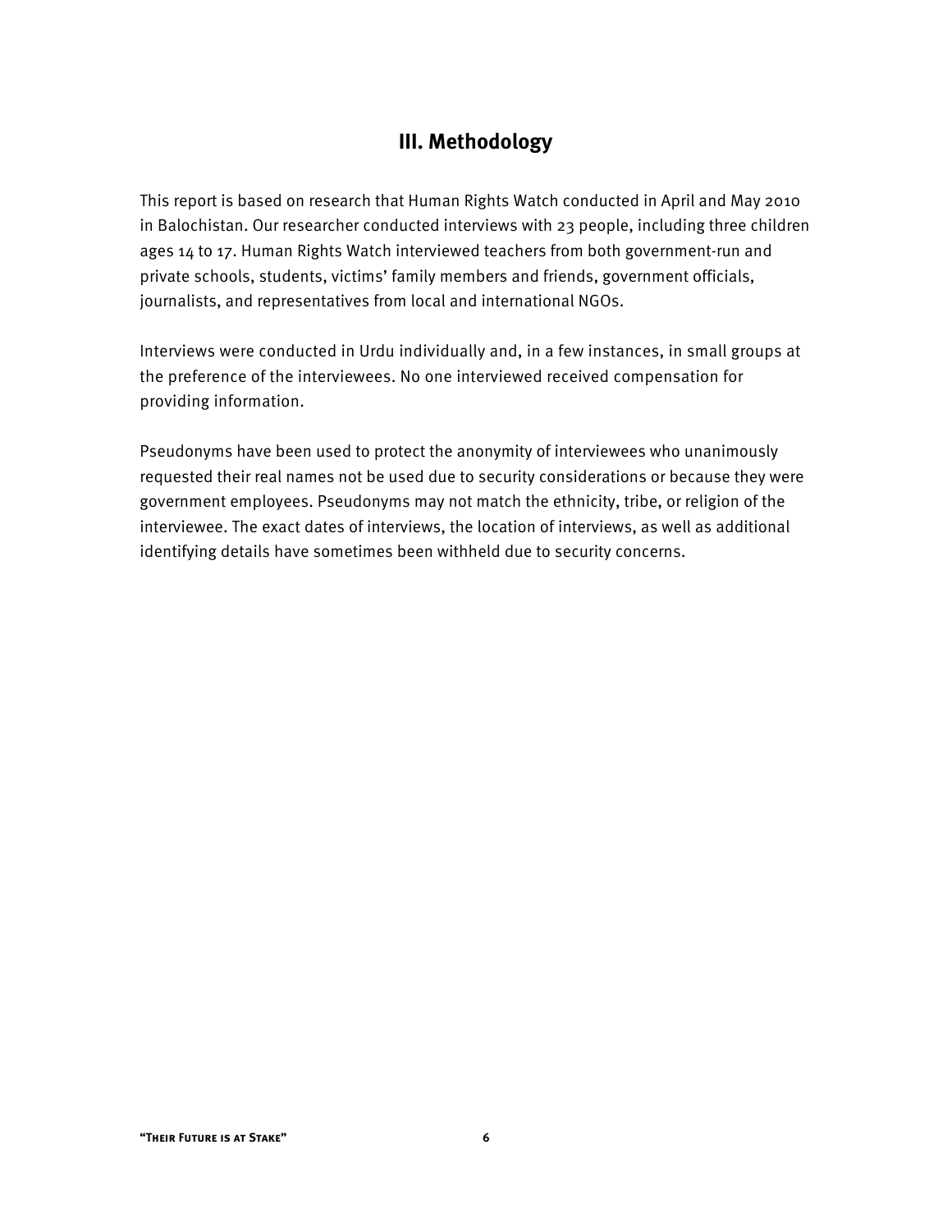## III. Methodology

This report is based on research that Human Rights Watch conducted in April and May 2010 in Balochistan. Our researcher conducted interviews with 23 people, including three children ages 14 to 17. Human Rights Watch interviewed teachers from both government-run and private schools, students, victims' family members and friends, government officials, journalists, and representatives from local and international NGOs.

Interviews were conducted in Urdu individually and, in a few instances, in small groups at the preference of the interviewees. No one interviewed received compensation for providing information.

Pseudonyms have been used to protect the anonymity of interviewees who unanimously requested their real names not be used due to security considerations or because they were government employees. Pseudonyms may not match the ethnicity, tribe, or religion of the interviewee. The exact dates of interviews, the location of interviews, as well as additional identifying details have sometimes been withheld due to security concerns.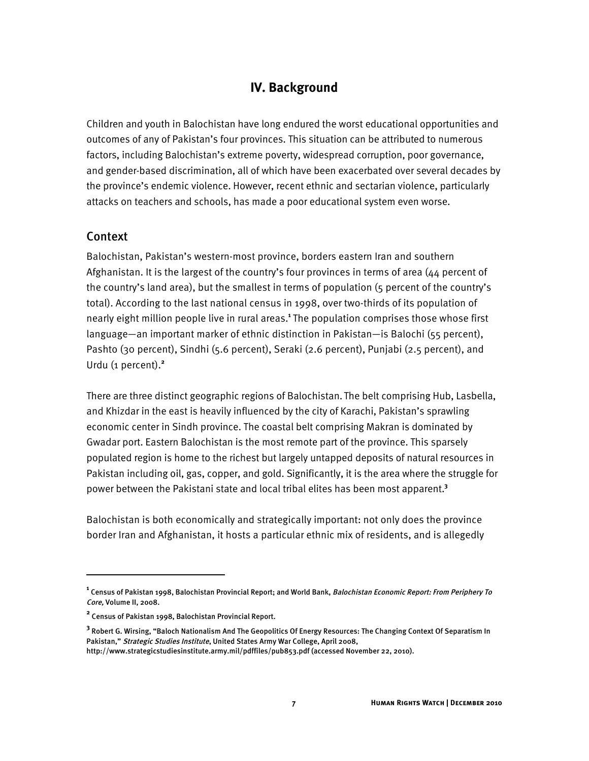## IV. Background

Children and youth in Balochistan have long endured the worst educational opportunities and outcomes of any of Pakistan's four provinces. This situation can be attributed to numerous factors, including Balochistan's extreme poverty, widespread corruption, poor governance, and gender-based discrimination, all of which have been exacerbated over several decades by the province's endemic violence. However, recent ethnic and sectarian violence, particularly attacks on teachers and schools, has made a poor educational system even worse.

### Context

Balochistan, Pakistan's western-most province, borders eastern Iran and southern Afghanistan. It is the largest of the country's four provinces in terms of area (44 percent of the country's land area), but the smallest in terms of population (5 percent of the country's total). According to the last national census in 1998, over two-thirds of its population of nearly eight million people live in rural areas.[1] The population comprises those whose first language—an important marker of ethnic distinction in Pakistan—is Balochi (55 percent), Pashto (30 percent), Sindhi (5.6 percent), Seraki (2.6 percent), Punjabi (2.5 percent), and Urdu (1 percent).[2]

There are three distinct geographic regions of Balochistan. The belt comprising Hub, Lasbella, and Khizdar in the east is heavily influenced by the city of Karachi, Pakistan's sprawling economic center in Sindh province. The coastal belt comprising Makran is dominated by Gwadar port. Eastern Balochistan is the most remote part of the province. This sparsely populated region is home to the richest but largely untapped deposits of natural resources in Pakistan including oil, gas, copper, and gold. Significantly, it is the area where the struggle for power between the Pakistani state and local tribal elites has been most apparent.[3]

Balochistan is both economically and strategically important: not only does the province border Iran and Afghanistan, it hosts a particular ethnic mix of residents, and is allegedly

---

[1] Census of Pakistan 1998, Balochistan Provincial Report; and World Bank, *Balochistan Economic Report: From Periphery To Core,* Volume II, 2008.

[2] Census of Pakistan 1998, Balochistan Provincial Report.

[3] Robert G. Wirsing, "Baloch Nationalism And The Geopolitics Of Energy Resources: The Changing Context Of Separatism In Pakistan," *Strategic Studies Institute*, United States Army War College, April 2008, http://www.strategicstudiesinstitute.army.mil/pdffiles/pub853.pdf (accessed November 22, 2010).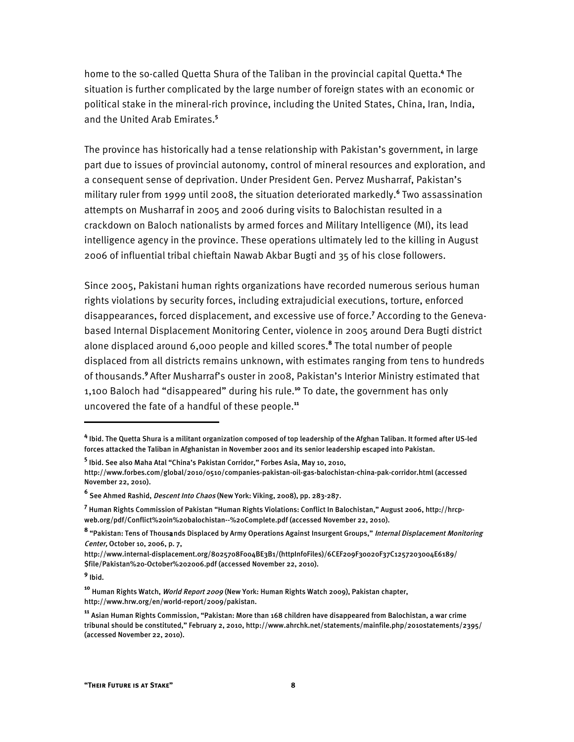home to the so-called Quetta Shura of the Taliban in the provincial capital Quetta.[4] The situation is further complicated by the large number of foreign states with an economic or political stake in the mineral-rich province, including the United States, China, Iran, India, and the United Arab Emirates.[5]

The province has historically had a tense relationship with Pakistan's government, in large part due to issues of provincial autonomy, control of mineral resources and exploration, and a consequent sense of deprivation. Under President Gen. Pervez Musharraf, Pakistan's military ruler from 1999 until 2008, the situation deteriorated markedly.[6] Two assassination attempts on Musharraf in 2005 and 2006 during visits to Balochistan resulted in a crackdown on Baloch nationalists by armed forces and Military Intelligence (MI), its lead intelligence agency in the province. These operations ultimately led to the killing in August 2006 of influential tribal chieftain Nawab Akbar Bugti and 35 of his close followers.

Since 2005, Pakistani human rights organizations have recorded numerous serious human rights violations by security forces, including extrajudicial executions, torture, enforced disappearances, forced displacement, and excessive use of force.[7] According to the Geneva-based Internal Displacement Monitoring Center, violence in 2005 around Dera Bugti district alone displaced around 6,000 people and killed scores.[8] The total number of people displaced from all districts remains unknown, with estimates ranging from tens to hundreds of thousands.[9] After Musharraf's ouster in 2008, Pakistan's Interior Ministry estimated that 1,100 Baloch had "disappeared" during his rule.[10] To date, the government has only uncovered the fate of a handful of these people.[11]

---

[4] Ibid. The Quetta Shura is a militant organization composed of top leadership of the Afghan Taliban. It formed after US-led forces attacked the Taliban in Afghanistan in November 2001 and its senior leadership escaped into Pakistan.

[5] Ibid. See also Maha Atal "China's Pakistan Corridor," Forbes Asia, May 10, 2010, http://www.forbes.com/global/2010/0510/companies-pakistan-oil-gas-balochistan-china-pak-corridor.html (accessed November 22, 2010).

[6] See Ahmed Rashid, *Descent Into Chaos* (New York: Viking, 2008), pp. 283-287.

[7] Human Rights Commission of Pakistan "Human Rights Violations: Conflict In Balochistan," August 2006, http://hrcp-web.org/pdf/Conflict%20in%20balochistan--%20Complete.pdf (accessed November 22, 2010).

[8] "Pakistan: Tens of Thousands Displaced by Army Operations Against Insurgent Groups," *Internal Displacement Monitoring Center,* October 10, 2006, p. 7, http://www.internal-displacement.org/8025708F004BE3B1/(httpInfoFiles)/6CEF209F30020F37C1257203004E6189/$file/Pakistan%20-October%202006.pdf (accessed November 22, 2010).

[9] Ibid.

[10] Human Rights Watch, *World Report 2009* (New York: Human Rights Watch 2009), Pakistan chapter, http://www.hrw.org/en/world-report/2009/pakistan.

[11] Asian Human Rights Commission, "Pakistan: More than 168 children have disappeared from Balochistan, a war crime tribunal should be constituted," February 2, 2010, http://www.ahrchk.net/statements/mainfile.php/2010statements/2395/ (accessed November 22, 2010).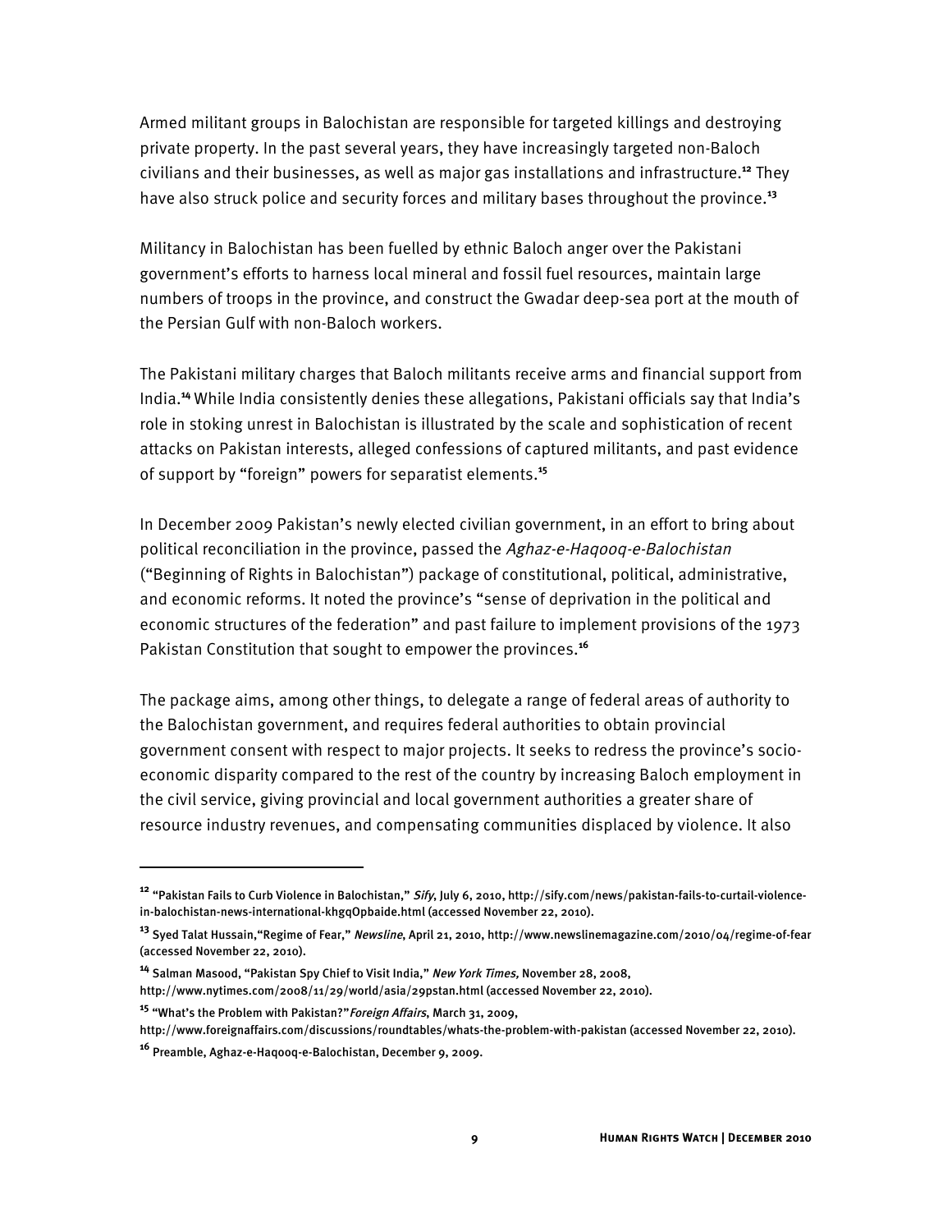Armed militant groups in Balochistan are responsible for targeted killings and destroying private property. In the past several years, they have increasingly targeted non-Baloch civilians and their businesses, as well as major gas installations and infrastructure.[12] They have also struck police and security forces and military bases throughout the province.[13]

Militancy in Balochistan has been fuelled by ethnic Baloch anger over the Pakistani government's efforts to harness local mineral and fossil fuel resources, maintain large numbers of troops in the province, and construct the Gwadar deep-sea port at the mouth of the Persian Gulf with non-Baloch workers.

The Pakistani military charges that Baloch militants receive arms and financial support from India.[14] While India consistently denies these allegations, Pakistani officials say that India's role in stoking unrest in Balochistan is illustrated by the scale and sophistication of recent attacks on Pakistan interests, alleged confessions of captured militants, and past evidence of support by "foreign" powers for separatist elements.[15]

In December 2009 Pakistan's newly elected civilian government, in an effort to bring about political reconciliation in the province, passed the *Aghaz-e-Haqooq-e-Balochistan* ("Beginning of Rights in Balochistan") package of constitutional, political, administrative, and economic reforms. It noted the province's "sense of deprivation in the political and economic structures of the federation" and past failure to implement provisions of the 1973 Pakistan Constitution that sought to empower the provinces.[16]

The package aims, among other things, to delegate a range of federal areas of authority to the Balochistan government, and requires federal authorities to obtain provincial government consent with respect to major projects. It seeks to redress the province's socio-economic disparity compared to the rest of the country by increasing Baloch employment in the civil service, giving provincial and local government authorities a greater share of resource industry revenues, and compensating communities displaced by violence. It also

---

[12] "Pakistan Fails to Curb Violence in Balochistan," *Sify*, July 6, 2010, http://sify.com/news/pakistan-fails-to-curtail-violence-in-balochistan-news-international-khgqOpbaide.html (accessed November 22, 2010).

[13] Syed Talat Hussain,"Regime of Fear," *Newsline*, April 21, 2010, http://www.newslinemagazine.com/2010/04/regime-of-fear (accessed November 22, 2010).

[14] Salman Masood, "Pakistan Spy Chief to Visit India," *New York Times*, November 28, 2008, http://www.nytimes.com/2008/11/29/world/asia/29pstan.html (accessed November 22, 2010).

[15] "What's the Problem with Pakistan?" *Foreign Affairs*, March 31, 2009, http://www.foreignaffairs.com/discussions/roundtables/whats-the-problem-with-pakistan (accessed November 22, 2010).

[16] Preamble, Aghaz-e-Haqooq-e-Balochistan, December 9, 2009.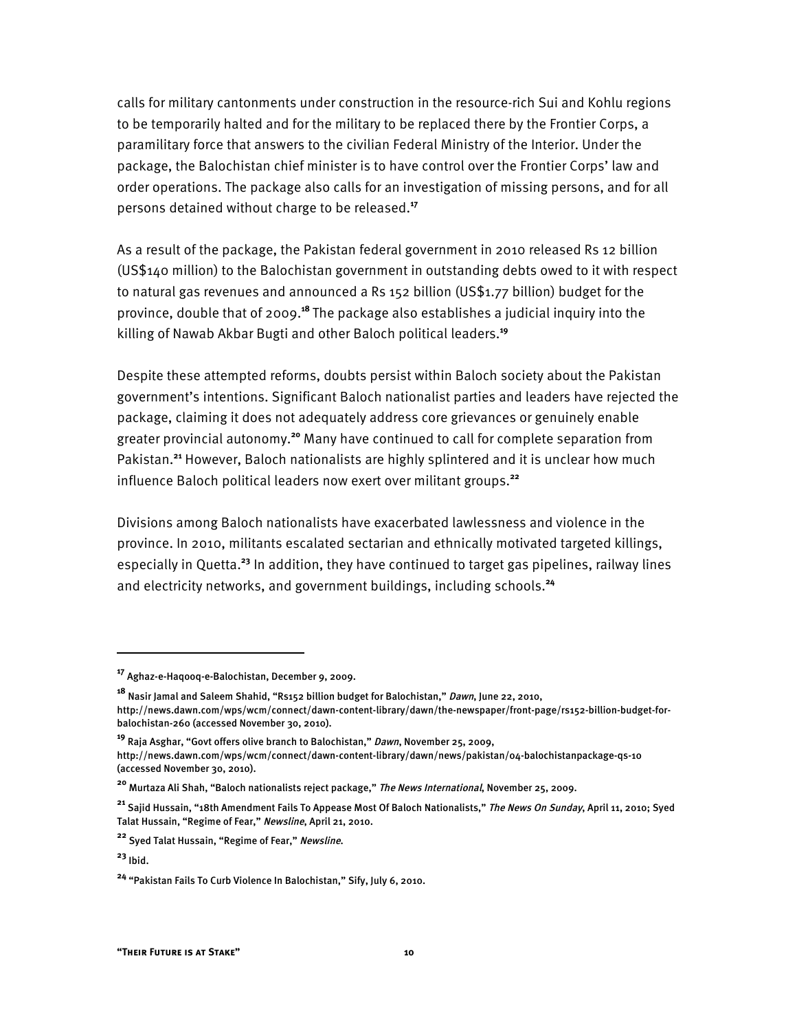calls for military cantonments under construction in the resource-rich Sui and Kohlu regions to be temporarily halted and for the military to be replaced there by the Frontier Corps, a paramilitary force that answers to the civilian Federal Ministry of the Interior. Under the package, the Balochistan chief minister is to have control over the Frontier Corps' law and order operations. The package also calls for an investigation of missing persons, and for all persons detained without charge to be released.[17]

As a result of the package, the Pakistan federal government in 2010 released Rs 12 billion (US$140 million) to the Balochistan government in outstanding debts owed to it with respect to natural gas revenues and announced a Rs 152 billion (US$1.77 billion) budget for the province, double that of 2009.[18] The package also establishes a judicial inquiry into the killing of Nawab Akbar Bugti and other Baloch political leaders.[19]

Despite these attempted reforms, doubts persist within Baloch society about the Pakistan government's intentions. Significant Baloch nationalist parties and leaders have rejected the package, claiming it does not adequately address core grievances or genuinely enable greater provincial autonomy.[20] Many have continued to call for complete separation from Pakistan.[21] However, Baloch nationalists are highly splintered and it is unclear how much influence Baloch political leaders now exert over militant groups.[22]

Divisions among Baloch nationalists have exacerbated lawlessness and violence in the province. In 2010, militants escalated sectarian and ethnically motivated targeted killings, especially in Quetta.[23] In addition, they have continued to target gas pipelines, railway lines and electricity networks, and government buildings, including schools.[24]

---

[17] Aghaz-e-Haqooq-e-Balochistan, December 9, 2009.

[18] Nasir Jamal and Saleem Shahid, "Rs152 billion budget for Balochistan," *Dawn*, June 22, 2010, http://news.dawn.com/wps/wcm/connect/dawn-content-library/dawn/the-newspaper/front-page/rs152-billion-budget-for-balochistan-260 (accessed November 30, 2010).

[19] Raja Asghar, "Govt offers olive branch to Balochistan," *Dawn*, November 25, 2009, http://news.dawn.com/wps/wcm/connect/dawn-content-library/dawn/news/pakistan/04-balochistanpackage-qs-10 (accessed November 30, 2010).

[20] Murtaza Ali Shah, "Baloch nationalists reject package," *The News International*, November 25, 2009.

[21] Sajid Hussain, "18th Amendment Fails To Appease Most Of Baloch Nationalists," *The News On Sunday*, April 11, 2010; Syed Talat Hussain, "Regime of Fear," *Newsline*, April 21, 2010.

[22] Syed Talat Hussain, "Regime of Fear," *Newsline*.

[23] Ibid.

[24] "Pakistan Fails To Curb Violence In Balochistan," Sify, July 6, 2010.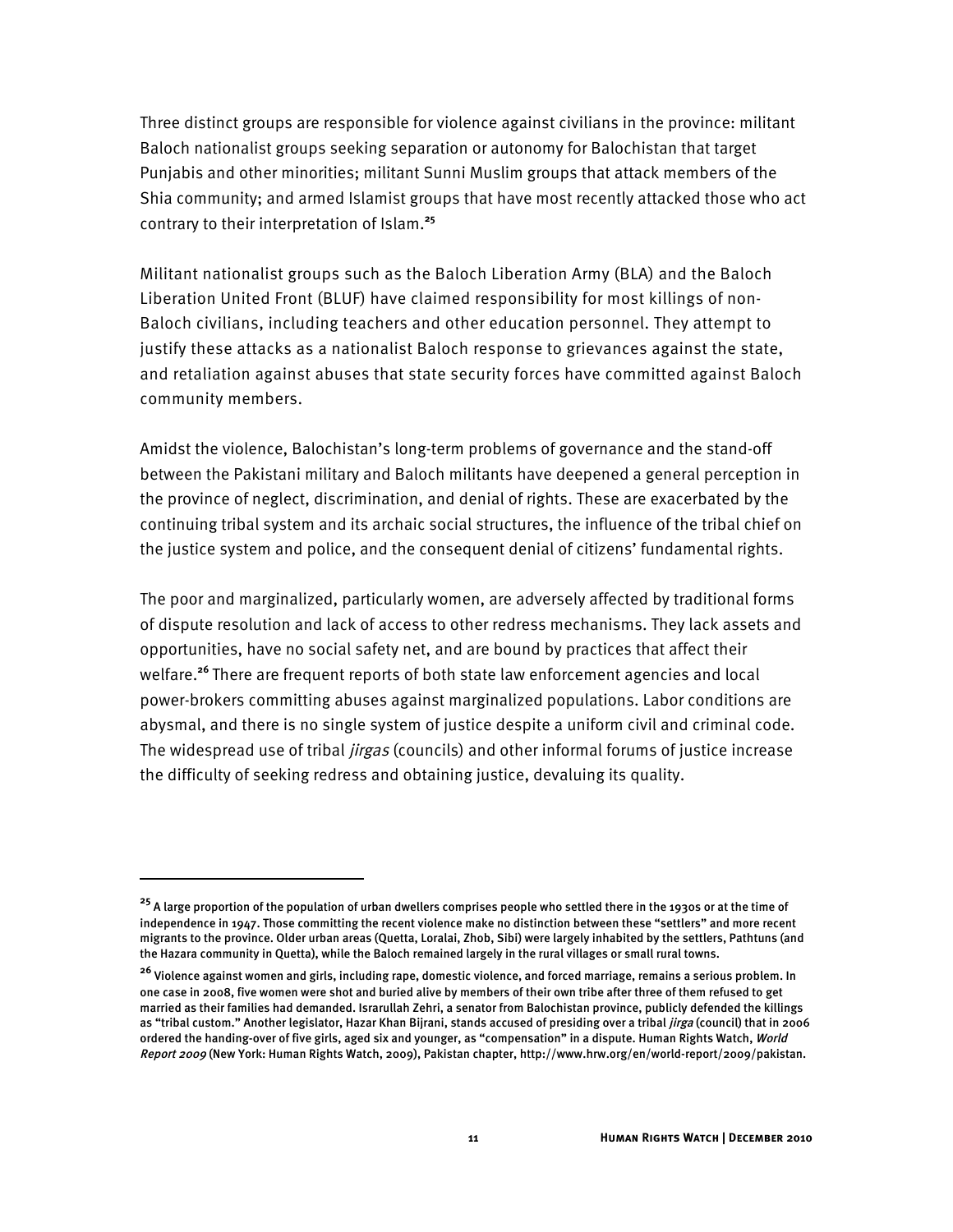Three distinct groups are responsible for violence against civilians in the province: militant Baloch nationalist groups seeking separation or autonomy for Balochistan that target Punjabis and other minorities; militant Sunni Muslim groups that attack members of the Shia community; and armed Islamist groups that have most recently attacked those who act contrary to their interpretation of Islam.[25]

Militant nationalist groups such as the Baloch Liberation Army (BLA) and the Baloch Liberation United Front (BLUF) have claimed responsibility for most killings of non-Baloch civilians, including teachers and other education personnel. They attempt to justify these attacks as a nationalist Baloch response to grievances against the state, and retaliation against abuses that state security forces have committed against Baloch community members.

Amidst the violence, Balochistan's long-term problems of governance and the stand-off between the Pakistani military and Baloch militants have deepened a general perception in the province of neglect, discrimination, and denial of rights. These are exacerbated by the continuing tribal system and its archaic social structures, the influence of the tribal chief on the justice system and police, and the consequent denial of citizens' fundamental rights.

The poor and marginalized, particularly women, are adversely affected by traditional forms of dispute resolution and lack of access to other redress mechanisms. They lack assets and opportunities, have no social safety net, and are bound by practices that affect their welfare.[26] There are frequent reports of both state law enforcement agencies and local power-brokers committing abuses against marginalized populations. Labor conditions are abysmal, and there is no single system of justice despite a uniform civil and criminal code. The widespread use of tribal *jirgas* (councils) and other informal forums of justice increase the difficulty of seeking redress and obtaining justice, devaluing its quality.

---

[25] A large proportion of the population of urban dwellers comprises people who settled there in the 1930s or at the time of independence in 1947. Those committing the recent violence make no distinction between these "settlers" and more recent migrants to the province. Older urban areas (Quetta, Loralai, Zhob, Sibi) were largely inhabited by the settlers, Pathtuns (and the Hazara community in Quetta), while the Baloch remained largely in the rural villages or small rural towns.

[26] Violence against women and girls, including rape, domestic violence, and forced marriage, remains a serious problem. In one case in 2008, five women were shot and buried alive by members of their own tribe after three of them refused to get married as their families had demanded. Israrullah Zehri, a senator from Balochistan province, publicly defended the killings as "tribal custom." Another legislator, Hazar Khan Bijrani, stands accused of presiding over a tribal *jirga* (council) that in 2006 ordered the handing-over of five girls, aged six and younger, as "compensation" in a dispute. Human Rights Watch, *World Report 2009* (New York: Human Rights Watch, 2009), Pakistan chapter, http://www.hrw.org/en/world-report/2009/pakistan.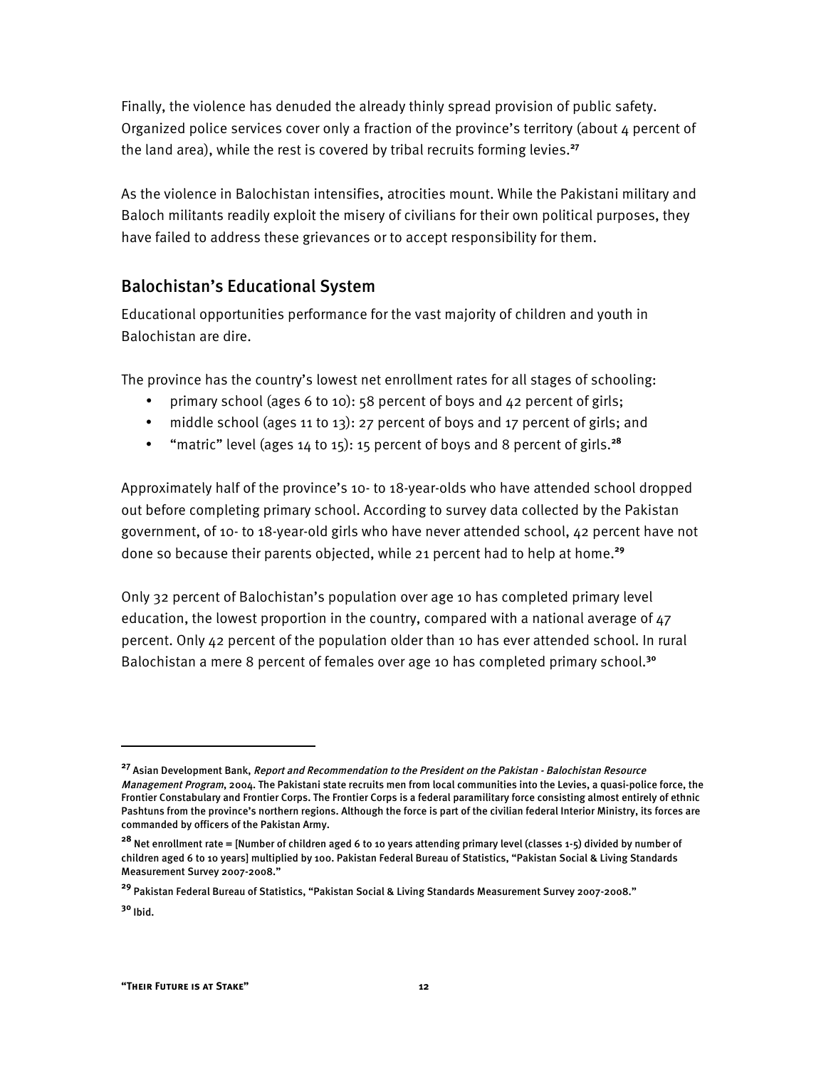Finally, the violence has denuded the already thinly spread provision of public safety. Organized police services cover only a fraction of the province's territory (about 4 percent of the land area), while the rest is covered by tribal recruits forming levies.[27]

As the violence in Balochistan intensifies, atrocities mount. While the Pakistani military and Baloch militants readily exploit the misery of civilians for their own political purposes, they have failed to address these grievances or to accept responsibility for them.

## Balochistan's Educational System

Educational opportunities performance for the vast majority of children and youth in Balochistan are dire.

The province has the country's lowest net enrollment rates for all stages of schooling:

- primary school (ages 6 to 10): 58 percent of boys and 42 percent of girls;
- middle school (ages 11 to 13): 27 percent of boys and 17 percent of girls; and
- "matric" level (ages 14 to 15): 15 percent of boys and 8 percent of girls.[28]

Approximately half of the province's 10- to 18-year-olds who have attended school dropped out before completing primary school. According to survey data collected by the Pakistan government, of 10- to 18-year-old girls who have never attended school, 42 percent have not done so because their parents objected, while 21 percent had to help at home.[29]

Only 32 percent of Balochistan's population over age 10 has completed primary level education, the lowest proportion in the country, compared with a national average of 47 percent. Only 42 percent of the population older than 10 has ever attended school. In rural Balochistan a mere 8 percent of females over age 10 has completed primary school.[30]

---

[27] Asian Development Bank, *Report and Recommendation to the President on the Pakistan - Balochistan Resource Management Program*, 2004. The Pakistani state recruits men from local communities into the Levies, a quasi-police force, the Frontier Constabulary and Frontier Corps. The Frontier Corps is a federal paramilitary force consisting almost entirely of ethnic Pashtuns from the province's northern regions. Although the force is part of the civilian federal Interior Ministry, its forces are commanded by officers of the Pakistan Army.

[28] Net enrollment rate = [Number of children aged 6 to 10 years attending primary level (classes 1-5) divided by number of children aged 6 to 10 years] multiplied by 100. Pakistan Federal Bureau of Statistics, "Pakistan Social & Living Standards Measurement Survey 2007-2008."

[29] Pakistan Federal Bureau of Statistics, "Pakistan Social & Living Standards Measurement Survey 2007-2008."

[30] Ibid.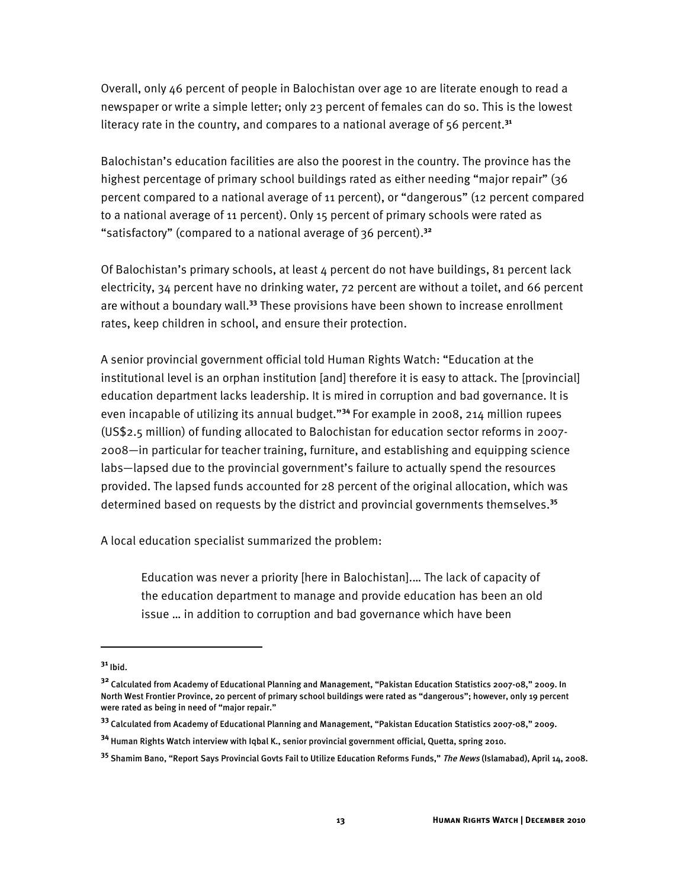Overall, only 46 percent of people in Balochistan over age 10 are literate enough to read a newspaper or write a simple letter; only 23 percent of females can do so. This is the lowest literacy rate in the country, and compares to a national average of 56 percent.[31]

Balochistan's education facilities are also the poorest in the country. The province has the highest percentage of primary school buildings rated as either needing "major repair" (36 percent compared to a national average of 11 percent), or "dangerous" (12 percent compared to a national average of 11 percent). Only 15 percent of primary schools were rated as "satisfactory" (compared to a national average of 36 percent).[32]

Of Balochistan's primary schools, at least 4 percent do not have buildings, 81 percent lack electricity, 34 percent have no drinking water, 72 percent are without a toilet, and 66 percent are without a boundary wall.[33] These provisions have been shown to increase enrollment rates, keep children in school, and ensure their protection.

A senior provincial government official told Human Rights Watch: "Education at the institutional level is an orphan institution [and] therefore it is easy to attack. The [provincial] education department lacks leadership. It is mired in corruption and bad governance. It is even incapable of utilizing its annual budget."[34] For example in 2008, 214 million rupees (US$2.5 million) of funding allocated to Balochistan for education sector reforms in 2007-2008—in particular for teacher training, furniture, and establishing and equipping science labs—lapsed due to the provincial government's failure to actually spend the resources provided. The lapsed funds accounted for 28 percent of the original allocation, which was determined based on requests by the district and provincial governments themselves.[35]

A local education specialist summarized the problem:

> Education was never a priority [here in Balochistan].… The lack of capacity of the education department to manage and provide education has been an old issue … in addition to corruption and bad governance which have been

---

[31] Ibid.

[32] Calculated from Academy of Educational Planning and Management, "Pakistan Education Statistics 2007-08," 2009. In North West Frontier Province, 20 percent of primary school buildings were rated as "dangerous"; however, only 19 percent were rated as being in need of "major repair."

[33] Calculated from Academy of Educational Planning and Management, "Pakistan Education Statistics 2007-08," 2009.

[34] Human Rights Watch interview with Iqbal K., senior provincial government official, Quetta, spring 2010.

[35] Shamim Bano, "Report Says Provincial Govts Fail to Utilize Education Reforms Funds," *The News* (Islamabad), April 14, 2008.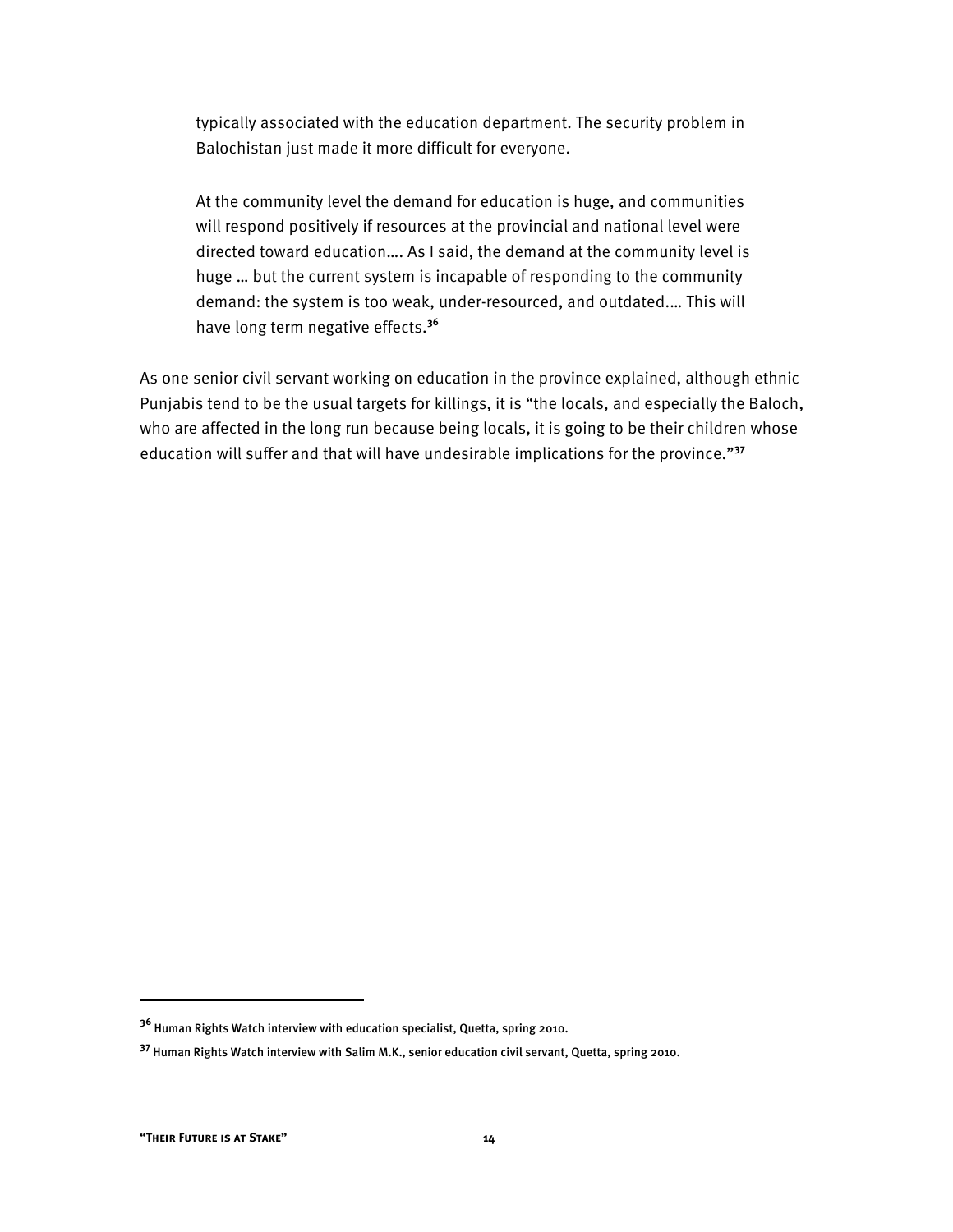> typically associated with the education department. The security problem in Balochistan just made it more difficult for everyone.
>
> At the community level the demand for education is huge, and communities will respond positively if resources at the provincial and national level were directed toward education…. As I said, the demand at the community level is huge … but the current system is incapable of responding to the community demand: the system is too weak, under-resourced, and outdated.… This will have long term negative effects.[36]

As one senior civil servant working on education in the province explained, although ethnic Punjabis tend to be the usual targets for killings, it is "the locals, and especially the Baloch, who are affected in the long run because being locals, it is going to be their children whose education will suffer and that will have undesirable implications for the province."[37]

---

[36] Human Rights Watch interview with education specialist, Quetta, spring 2010.

[37] Human Rights Watch interview with Salim M.K., senior education civil servant, Quetta, spring 2010.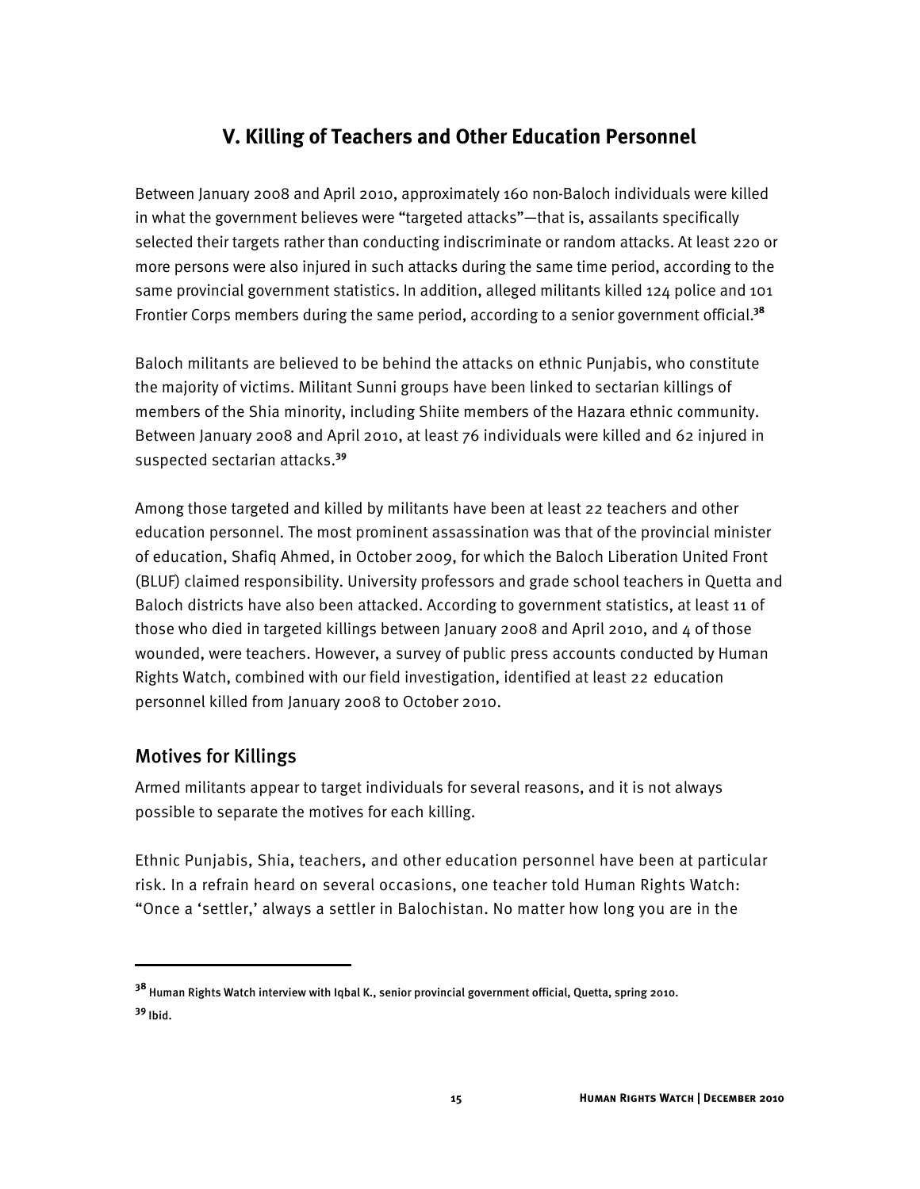## V. Killing of Teachers and Other Education Personnel

Between January 2008 and April 2010, approximately 160 non-Baloch individuals were killed in what the government believes were "targeted attacks"—that is, assailants specifically selected their targets rather than conducting indiscriminate or random attacks. At least 220 or more persons were also injured in such attacks during the same time period, according to the same provincial government statistics. In addition, alleged militants killed 124 police and 101 Frontier Corps members during the same period, according to a senior government official.[38]

Baloch militants are believed to be behind the attacks on ethnic Punjabis, who constitute the majority of victims. Militant Sunni groups have been linked to sectarian killings of members of the Shia minority, including Shiite members of the Hazara ethnic community. Between January 2008 and April 2010, at least 76 individuals were killed and 62 injured in suspected sectarian attacks.[39]

Among those targeted and killed by militants have been at least 22 teachers and other education personnel. The most prominent assassination was that of the provincial minister of education, Shafiq Ahmed, in October 2009, for which the Baloch Liberation United Front (BLUF) claimed responsibility. University professors and grade school teachers in Quetta and Baloch districts have also been attacked. According to government statistics, at least 11 of those who died in targeted killings between January 2008 and April 2010, and 4 of those wounded, were teachers. However, a survey of public press accounts conducted by Human Rights Watch, combined with our field investigation, identified at least 22 education personnel killed from January 2008 to October 2010.

### Motives for Killings

Armed militants appear to target individuals for several reasons, and it is not always possible to separate the motives for each killing.

Ethnic Punjabis, Shia, teachers, and other education personnel have been at particular risk. In a refrain heard on several occasions, one teacher told Human Rights Watch: "Once a 'settler,' always a settler in Balochistan. No matter how long you are in the

---

[38] Human Rights Watch interview with Iqbal K., senior provincial government official, Quetta, spring 2010.

[39] Ibid.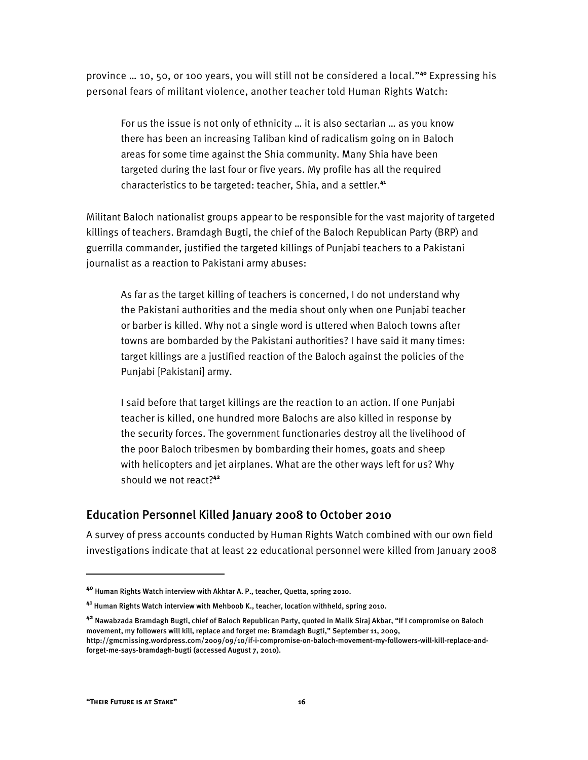province … 10, 50, or 100 years, you will still not be considered a local."[40] Expressing his personal fears of militant violence, another teacher told Human Rights Watch:

> For us the issue is not only of ethnicity … it is also sectarian … as you know there has been an increasing Taliban kind of radicalism going on in Baloch areas for some time against the Shia community. Many Shia have been targeted during the last four or five years. My profile has all the required characteristics to be targeted: teacher, Shia, and a settler.[41]

Militant Baloch nationalist groups appear to be responsible for the vast majority of targeted killings of teachers. Bramdagh Bugti, the chief of the Baloch Republican Party (BRP) and guerrilla commander, justified the targeted killings of Punjabi teachers to a Pakistani journalist as a reaction to Pakistani army abuses:

> As far as the target killing of teachers is concerned, I do not understand why the Pakistani authorities and the media shout only when one Punjabi teacher or barber is killed. Why not a single word is uttered when Baloch towns after towns are bombarded by the Pakistani authorities? I have said it many times: target killings are a justified reaction of the Baloch against the policies of the Punjabi [Pakistani] army.
>
> I said before that target killings are the reaction to an action. If one Punjabi teacher is killed, one hundred more Balochs are also killed in response by the security forces. The government functionaries destroy all the livelihood of the poor Baloch tribesmen by bombarding their homes, goats and sheep with helicopters and jet airplanes. What are the other ways left for us? Why should we not react?[42]

## Education Personnel Killed January 2008 to October 2010

A survey of press accounts conducted by Human Rights Watch combined with our own field investigations indicate that at least 22 educational personnel were killed from January 2008

---

[40] Human Rights Watch interview with Akhtar A. P., teacher, Quetta, spring 2010.

[41] Human Rights Watch interview with Mehboob K., teacher, location withheld, spring 2010.

[42] Nawabzada Bramdagh Bugti, chief of Baloch Republican Party, quoted in Malik Siraj Akbar, "If I compromise on Baloch movement, my followers will kill, replace and forget me: Bramdagh Bugti," September 11, 2009, http://gmcmissing.wordpress.com/2009/09/10/if-i-compromise-on-baloch-movement-my-followers-will-kill-replace-and-forget-me-says-bramdagh-bugti (accessed August 7, 2010).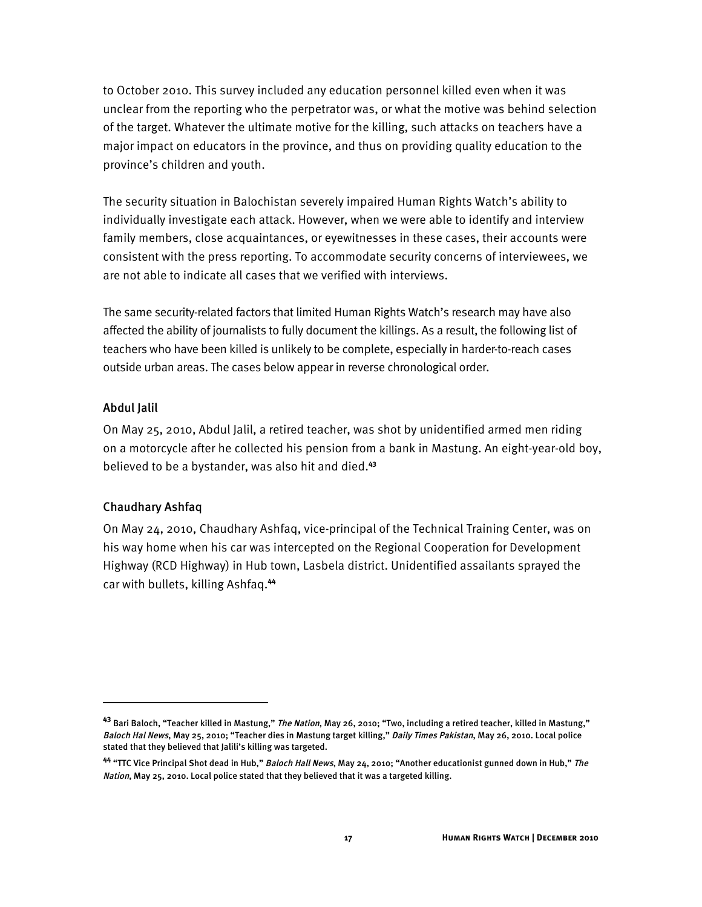to October 2010. This survey included any education personnel killed even when it was unclear from the reporting who the perpetrator was, or what the motive was behind selection of the target. Whatever the ultimate motive for the killing, such attacks on teachers have a major impact on educators in the province, and thus on providing quality education to the province's children and youth.

The security situation in Balochistan severely impaired Human Rights Watch's ability to individually investigate each attack. However, when we were able to identify and interview family members, close acquaintances, or eyewitnesses in these cases, their accounts were consistent with the press reporting. To accommodate security concerns of interviewees, we are not able to indicate all cases that we verified with interviews.

The same security-related factors that limited Human Rights Watch's research may have also affected the ability of journalists to fully document the killings. As a result, the following list of teachers who have been killed is unlikely to be complete, especially in harder-to-reach cases outside urban areas. The cases below appear in reverse chronological order.

### Abdul Jalil

On May 25, 2010, Abdul Jalil, a retired teacher, was shot by unidentified armed men riding on a motorcycle after he collected his pension from a bank in Mastung. An eight-year-old boy, believed to be a bystander, was also hit and died.[43]

### Chaudhary Ashfaq

On May 24, 2010, Chaudhary Ashfaq, vice-principal of the Technical Training Center, was on his way home when his car was intercepted on the Regional Cooperation for Development Highway (RCD Highway) in Hub town, Lasbela district. Unidentified assailants sprayed the car with bullets, killing Ashfaq.[44]

---

[43] Bari Baloch, "Teacher killed in Mastung," *The Nation*, May 26, 2010; "Two, including a retired teacher, killed in Mastung," *Baloch Hal News*, May 25, 2010; "Teacher dies in Mastung target killing," *Daily Times Pakistan*, May 26, 2010. Local police stated that they believed that Jalili's killing was targeted.

[44] "TTC Vice Principal Shot dead in Hub," *Baloch Hall News*, May 24, 2010; "Another educationist gunned down in Hub," *The Nation*, May 25, 2010. Local police stated that they believed that it was a targeted killing.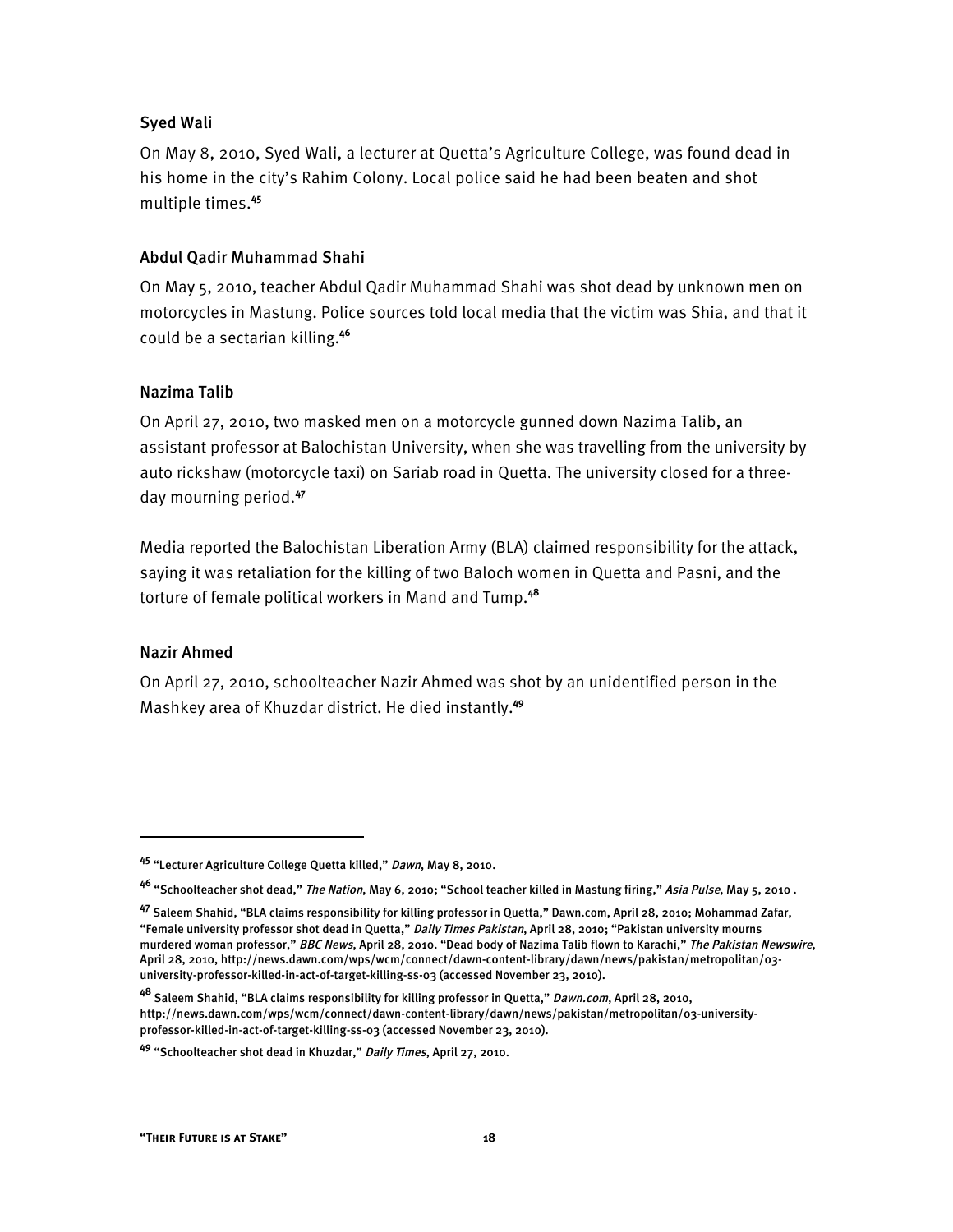### Syed Wali

On May 8, 2010, Syed Wali, a lecturer at Quetta's Agriculture College, was found dead in his home in the city's Rahim Colony. Local police said he had been beaten and shot multiple times.[45]

### Abdul Qadir Muhammad Shahi

On May 5, 2010, teacher Abdul Qadir Muhammad Shahi was shot dead by unknown men on motorcycles in Mastung. Police sources told local media that the victim was Shia, and that it could be a sectarian killing.[46]

### Nazima Talib

On April 27, 2010, two masked men on a motorcycle gunned down Nazima Talib, an assistant professor at Balochistan University, when she was travelling from the university by auto rickshaw (motorcycle taxi) on Sariab road in Quetta. The university closed for a three-day mourning period.[47]

Media reported the Balochistan Liberation Army (BLA) claimed responsibility for the attack, saying it was retaliation for the killing of two Baloch women in Quetta and Pasni, and the torture of female political workers in Mand and Tump.[48]

### Nazir Ahmed

On April 27, 2010, schoolteacher Nazir Ahmed was shot by an unidentified person in the Mashkey area of Khuzdar district. He died instantly.[49]

---

[45] "Lecturer Agriculture College Quetta killed," *Dawn*, May 8, 2010.

[46] "Schoolteacher shot dead," *The Nation*, May 6, 2010; "School teacher killed in Mastung firing," *Asia Pulse*, May 5, 2010 .

[47] Saleem Shahid, "BLA claims responsibility for killing professor in Quetta," Dawn.com, April 28, 2010; Mohammad Zafar, "Female university professor shot dead in Quetta," *Daily Times Pakistan*, April 28, 2010; "Pakistan university mourns murdered woman professor," *BBC News*, April 28, 2010. "Dead body of Nazima Talib flown to Karachi," *The Pakistan Newswire*, April 28, 2010, http://news.dawn.com/wps/wcm/connect/dawn-content-library/dawn/news/pakistan/metropolitan/03-university-professor-killed-in-act-of-target-killing-ss-03 (accessed November 23, 2010).

[48] Saleem Shahid, "BLA claims responsibility for killing professor in Quetta," *Dawn.com*, April 28, 2010, http://news.dawn.com/wps/wcm/connect/dawn-content-library/dawn/news/pakistan/metropolitan/03-university-professor-killed-in-act-of-target-killing-ss-03 (accessed November 23, 2010).

[49] "Schoolteacher shot dead in Khuzdar," *Daily Times*, April 27, 2010.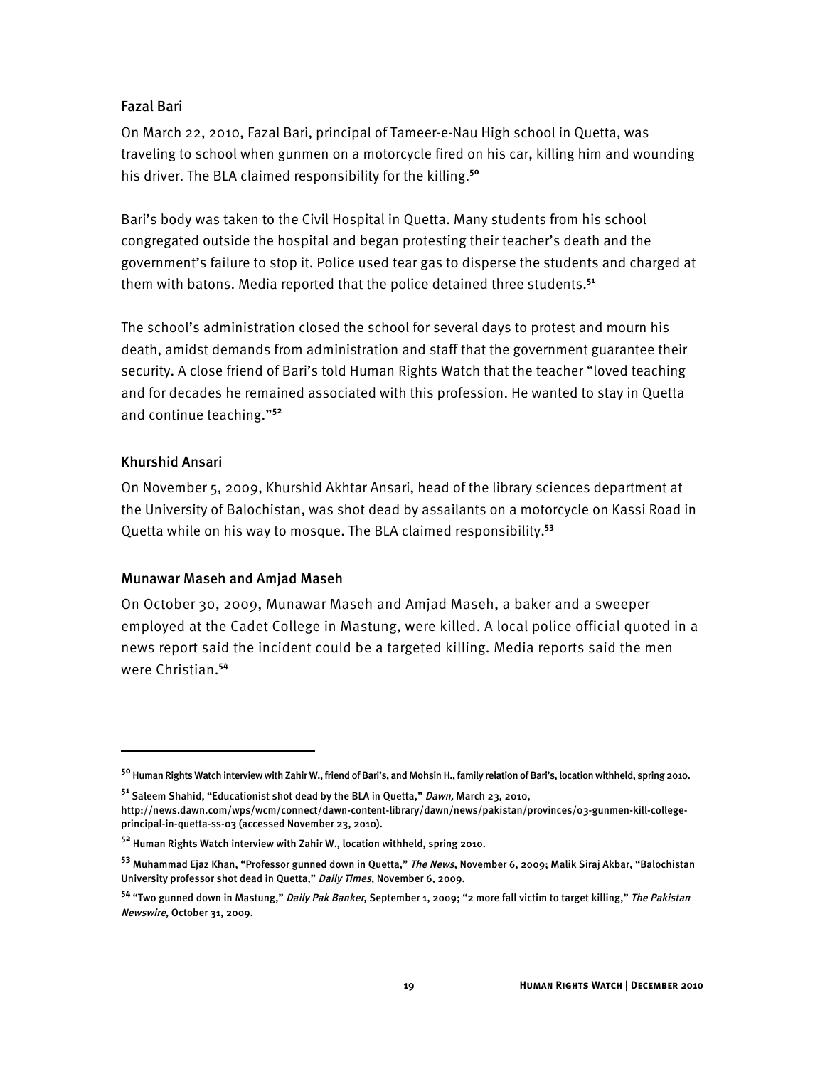### Fazal Bari

On March 22, 2010, Fazal Bari, principal of Tameer-e-Nau High school in Quetta, was traveling to school when gunmen on a motorcycle fired on his car, killing him and wounding his driver. The BLA claimed responsibility for the killing.[50]

Bari's body was taken to the Civil Hospital in Quetta. Many students from his school congregated outside the hospital and began protesting their teacher's death and the government's failure to stop it. Police used tear gas to disperse the students and charged at them with batons. Media reported that the police detained three students.[51]

The school's administration closed the school for several days to protest and mourn his death, amidst demands from administration and staff that the government guarantee their security. A close friend of Bari's told Human Rights Watch that the teacher "loved teaching and for decades he remained associated with this profession. He wanted to stay in Quetta and continue teaching."[52]

### Khurshid Ansari

On November 5, 2009, Khurshid Akhtar Ansari, head of the library sciences department at the University of Balochistan, was shot dead by assailants on a motorcycle on Kassi Road in Quetta while on his way to mosque. The BLA claimed responsibility.[53]

### Munawar Maseh and Amjad Maseh

On October 30, 2009, Munawar Maseh and Amjad Maseh, a baker and a sweeper employed at the Cadet College in Mastung, were killed. A local police official quoted in a news report said the incident could be a targeted killing. Media reports said the men were Christian.[54]

---

[50] Human Rights Watch interview with Zahir W., friend of Bari's, and Mohsin H., family relation of Bari's, location withheld, spring 2010.

[51] Saleem Shahid, "Educationist shot dead by the BLA in Quetta," *Dawn,* March 23, 2010, http://news.dawn.com/wps/wcm/connect/dawn-content-library/dawn/news/pakistan/provinces/03-gunmen-kill-college-principal-in-quetta-ss-03 (accessed November 23, 2010).

[52] Human Rights Watch interview with Zahir W., location withheld, spring 2010.

[53] Muhammad Ejaz Khan, "Professor gunned down in Quetta," *The News*, November 6, 2009; Malik Siraj Akbar, "Balochistan University professor shot dead in Quetta," *Daily Times*, November 6, 2009.

[54] "Two gunned down in Mastung," *Daily Pak Banker*, September 1, 2009; "2 more fall victim to target killing," *The Pakistan Newswire*, October 31, 2009.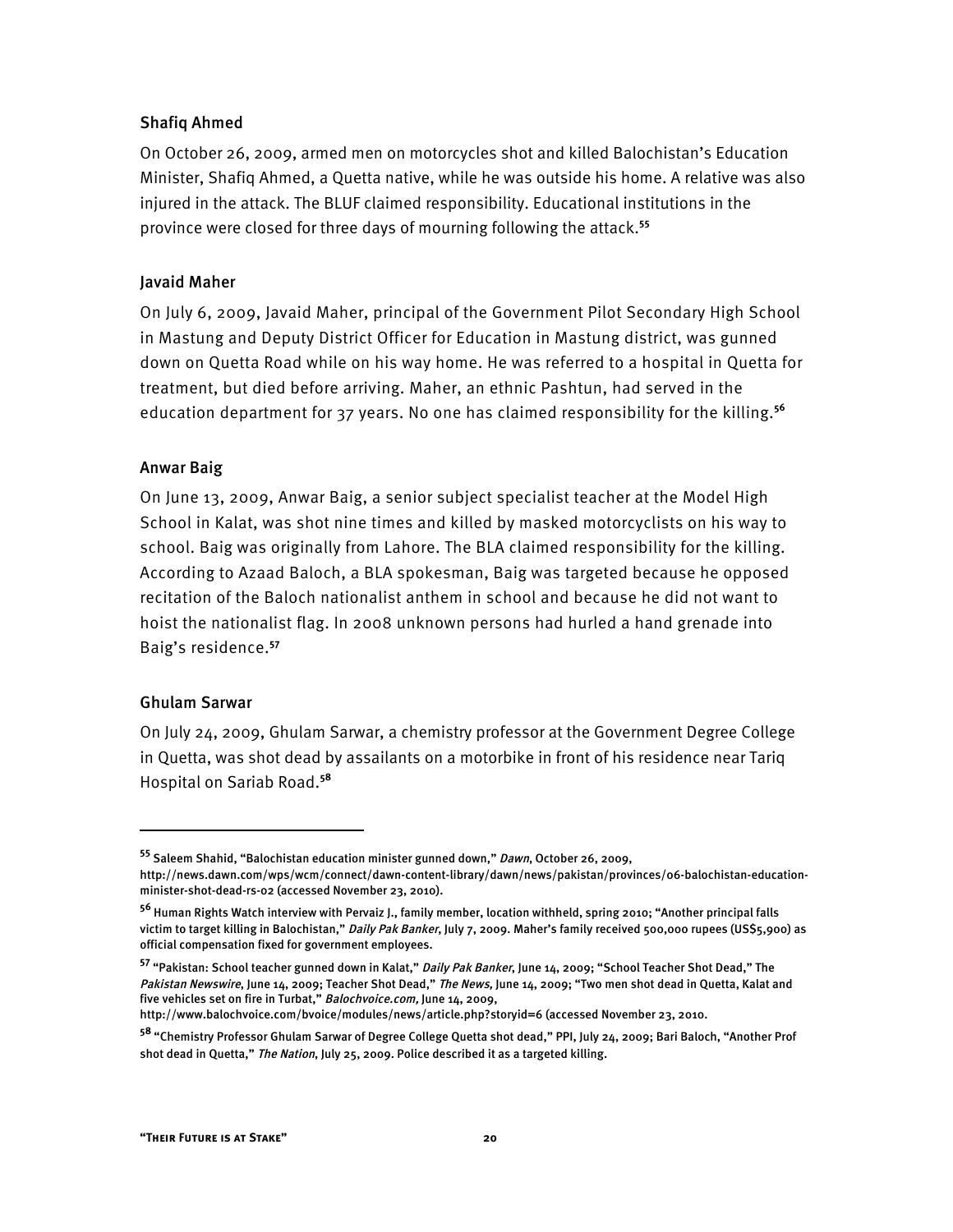### Shafiq Ahmed

On October 26, 2009, armed men on motorcycles shot and killed Balochistan's Education Minister, Shafiq Ahmed, a Quetta native, while he was outside his home. A relative was also injured in the attack. The BLUF claimed responsibility. Educational institutions in the province were closed for three days of mourning following the attack.[55]

### Javaid Maher

On July 6, 2009, Javaid Maher, principal of the Government Pilot Secondary High School in Mastung and Deputy District Officer for Education in Mastung district, was gunned down on Quetta Road while on his way home. He was referred to a hospital in Quetta for treatment, but died before arriving. Maher, an ethnic Pashtun, had served in the education department for 37 years. No one has claimed responsibility for the killing.[56]

### Anwar Baig

On June 13, 2009, Anwar Baig, a senior subject specialist teacher at the Model High School in Kalat, was shot nine times and killed by masked motorcyclists on his way to school. Baig was originally from Lahore. The BLA claimed responsibility for the killing. According to Azaad Baloch, a BLA spokesman, Baig was targeted because he opposed recitation of the Baloch nationalist anthem in school and because he did not want to hoist the nationalist flag. In 2008 unknown persons had hurled a hand grenade into Baig's residence.[57]

### Ghulam Sarwar

On July 24, 2009, Ghulam Sarwar, a chemistry professor at the Government Degree College in Quetta, was shot dead by assailants on a motorbike in front of his residence near Tariq Hospital on Sariab Road.[58]

---

[55] Saleem Shahid, "Balochistan education minister gunned down," *Dawn*, October 26, 2009, http://news.dawn.com/wps/wcm/connect/dawn-content-library/dawn/news/pakistan/provinces/06-balochistan-education-minister-shot-dead-rs-02 (accessed November 23, 2010).

[56] Human Rights Watch interview with Pervaiz J., family member, location withheld, spring 2010; "Another principal falls victim to target killing in Balochistan," *Daily Pak Banker*, July 7, 2009. Maher's family received 500,000 rupees (US$5,900) as official compensation fixed for government employees.

[57] "Pakistan: School teacher gunned down in Kalat," *Daily Pak Banker*, June 14, 2009; "School Teacher Shot Dead," The *Pakistan Newswire*, June 14, 2009; Teacher Shot Dead," *The News,* June 14, 2009; "Two men shot dead in Quetta, Kalat and five vehicles set on fire in Turbat," *Balochvoice.com,* June 14, 2009, http://www.balochvoice.com/bvoice/modules/news/article.php?storyid=6 (accessed November 23, 2010.

[58] "Chemistry Professor Ghulam Sarwar of Degree College Quetta shot dead," PPI, July 24, 2009; Bari Baloch, "Another Prof shot dead in Quetta," *The Nation*, July 25, 2009. Police described it as a targeted killing.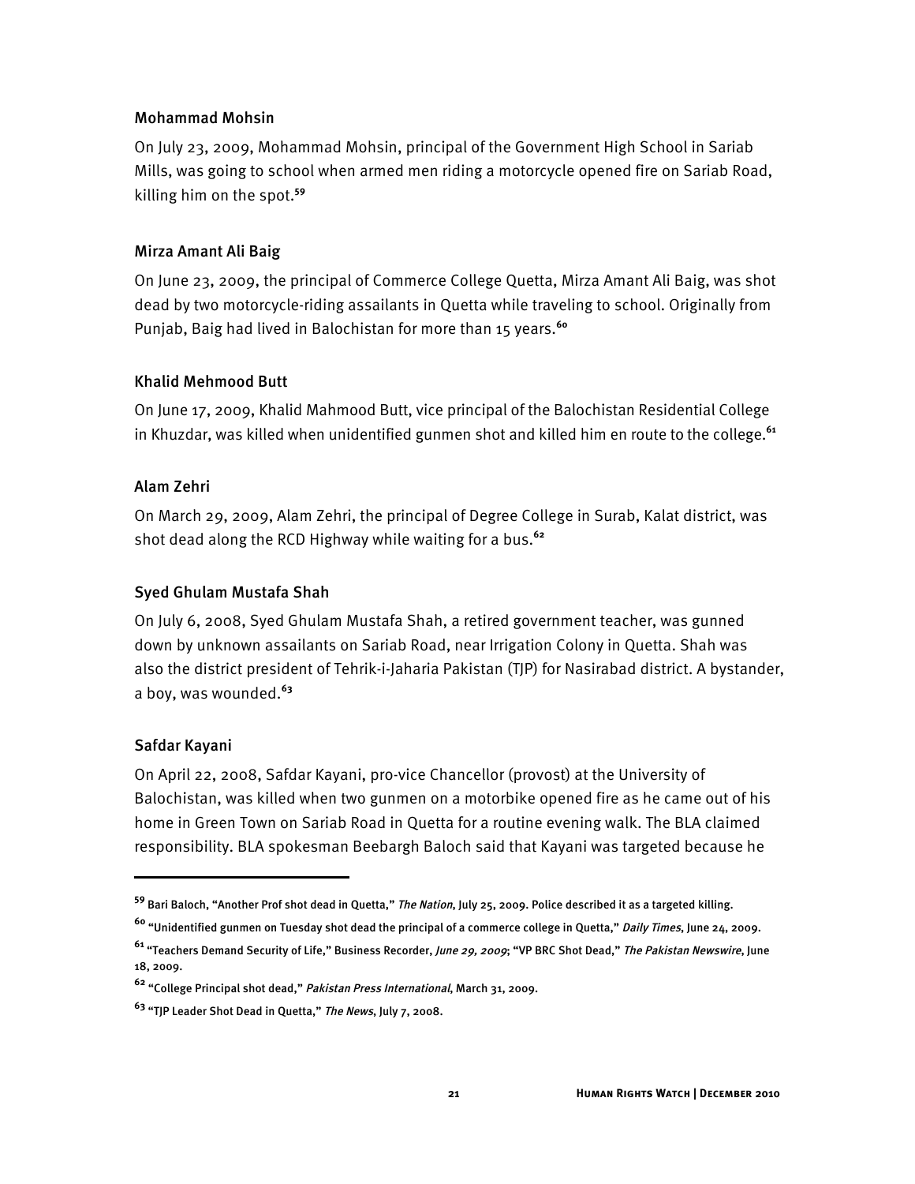### Mohammad Mohsin

On July 23, 2009, Mohammad Mohsin, principal of the Government High School in Sariab Mills, was going to school when armed men riding a motorcycle opened fire on Sariab Road, killing him on the spot.[59]

### Mirza Amant Ali Baig

On June 23, 2009, the principal of Commerce College Quetta, Mirza Amant Ali Baig, was shot dead by two motorcycle-riding assailants in Quetta while traveling to school. Originally from Punjab, Baig had lived in Balochistan for more than 15 years.[60]

### Khalid Mehmood Butt

On June 17, 2009, Khalid Mahmood Butt, vice principal of the Balochistan Residential College in Khuzdar, was killed when unidentified gunmen shot and killed him en route to the college.[61]

### Alam Zehri

On March 29, 2009, Alam Zehri, the principal of Degree College in Surab, Kalat district, was shot dead along the RCD Highway while waiting for a bus.[62]

### Syed Ghulam Mustafa Shah

On July 6, 2008, Syed Ghulam Mustafa Shah, a retired government teacher, was gunned down by unknown assailants on Sariab Road, near Irrigation Colony in Quetta. Shah was also the district president of Tehrik-i-Jaharia Pakistan (TJP) for Nasirabad district. A bystander, a boy, was wounded.[63]

### Safdar Kayani

On April 22, 2008, Safdar Kayani, pro-vice Chancellor (provost) at the University of Balochistan, was killed when two gunmen on a motorbike opened fire as he came out of his home in Green Town on Sariab Road in Quetta for a routine evening walk. The BLA claimed responsibility. BLA spokesman Beebargh Baloch said that Kayani was targeted because he

---

[59] Bari Baloch, "Another Prof shot dead in Quetta," *The Nation*, July 25, 2009. Police described it as a targeted killing.

[60] "Unidentified gunmen on Tuesday shot dead the principal of a commerce college in Quetta," *Daily Times*, June 24, 2009.

[61] "Teachers Demand Security of Life," Business Recorder, *June 29, 2009*; "VP BRC Shot Dead," *The Pakistan Newswire*, June 18, 2009.

[62] "College Principal shot dead," *Pakistan Press International*, March 31, 2009.

[63] "TJP Leader Shot Dead in Quetta," *The News*, July 7, 2008.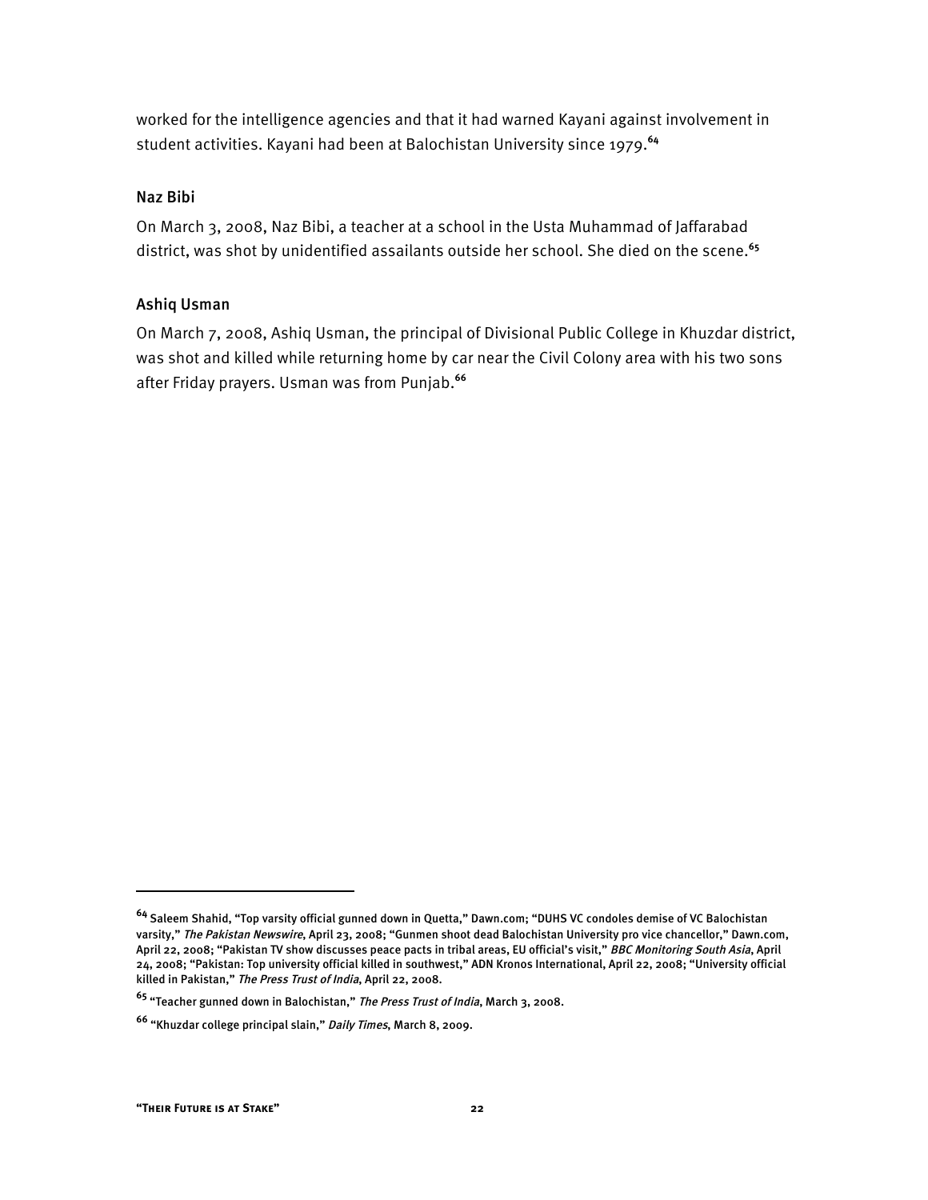worked for the intelligence agencies and that it had warned Kayani against involvement in student activities. Kayani had been at Balochistan University since 1979.[64]

### Naz Bibi

On March 3, 2008, Naz Bibi, a teacher at a school in the Usta Muhammad of Jaffarabad district, was shot by unidentified assailants outside her school. She died on the scene.[65]

### Ashiq Usman

On March 7, 2008, Ashiq Usman, the principal of Divisional Public College in Khuzdar district, was shot and killed while returning home by car near the Civil Colony area with his two sons after Friday prayers. Usman was from Punjab.[66]

---

[64] Saleem Shahid, "Top varsity official gunned down in Quetta," Dawn.com; "DUHS VC condoles demise of VC Balochistan varsity," *The Pakistan Newswire*, April 23, 2008; "Gunmen shoot dead Balochistan University pro vice chancellor," Dawn.com, April 22, 2008; "Pakistan TV show discusses peace pacts in tribal areas, EU official's visit," *BBC Monitoring South Asia*, April 24, 2008; "Pakistan: Top university official killed in southwest," ADN Kronos International, April 22, 2008; "University official killed in Pakistan," *The Press Trust of India*, April 22, 2008.

[65] "Teacher gunned down in Balochistan," *The Press Trust of India*, March 3, 2008.

[66] "Khuzdar college principal slain," *Daily Times*, March 8, 2009.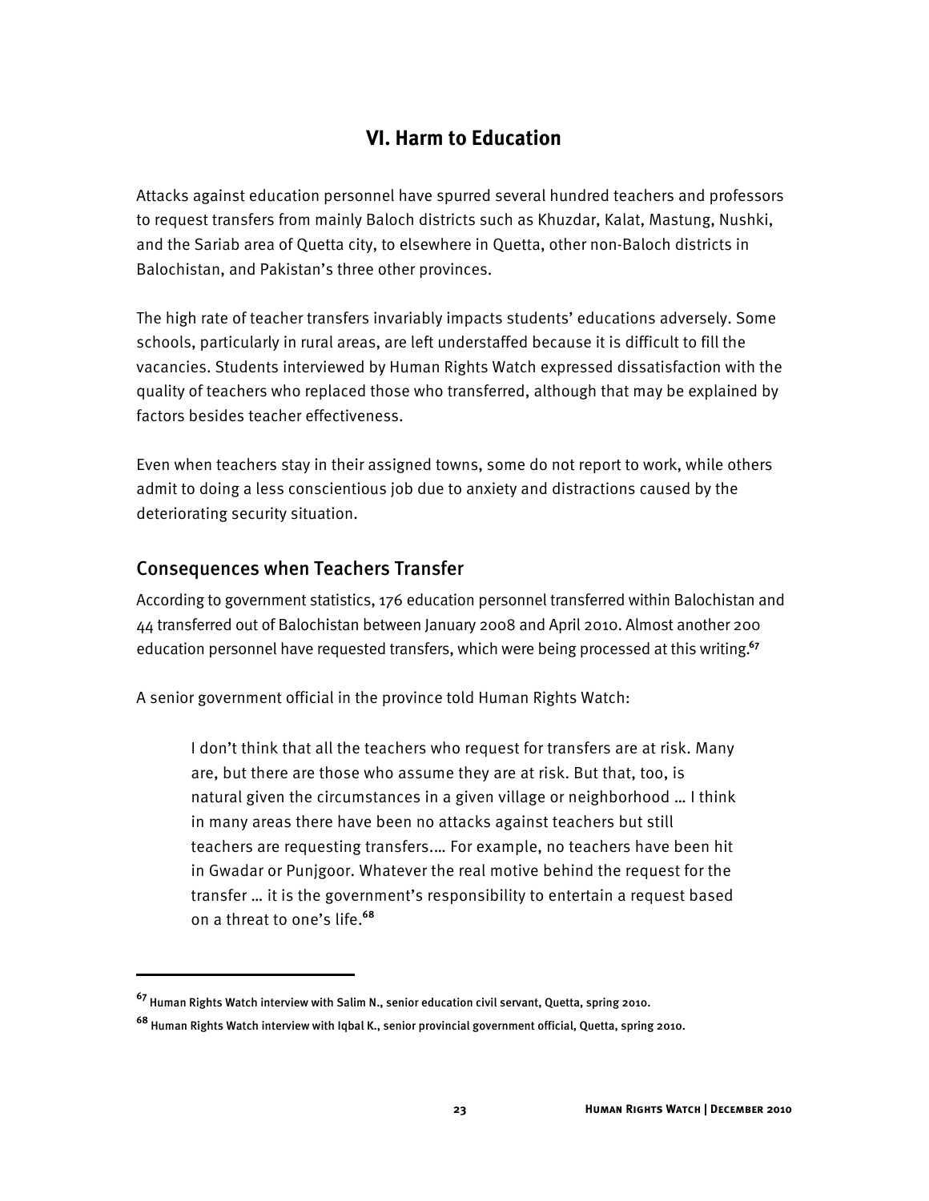## VI. Harm to Education

Attacks against education personnel have spurred several hundred teachers and professors to request transfers from mainly Baloch districts such as Khuzdar, Kalat, Mastung, Nushki, and the Sariab area of Quetta city, to elsewhere in Quetta, other non-Baloch districts in Balochistan, and Pakistan's three other provinces.

The high rate of teacher transfers invariably impacts students' educations adversely. Some schools, particularly in rural areas, are left understaffed because it is difficult to fill the vacancies. Students interviewed by Human Rights Watch expressed dissatisfaction with the quality of teachers who replaced those who transferred, although that may be explained by factors besides teacher effectiveness.

Even when teachers stay in their assigned towns, some do not report to work, while others admit to doing a less conscientious job due to anxiety and distractions caused by the deteriorating security situation.

### Consequences when Teachers Transfer

According to government statistics, 176 education personnel transferred within Balochistan and 44 transferred out of Balochistan between January 2008 and April 2010. Almost another 200 education personnel have requested transfers, which were being processed at this writing.[67]

A senior government official in the province told Human Rights Watch:

> I don't think that all the teachers who request for transfers are at risk. Many are, but there are those who assume they are at risk. But that, too, is natural given the circumstances in a given village or neighborhood … I think in many areas there have been no attacks against teachers but still teachers are requesting transfers.… For example, no teachers have been hit in Gwadar or Punjgoor. Whatever the real motive behind the request for the transfer … it is the government's responsibility to entertain a request based on a threat to one's life.[68]

---

[67] Human Rights Watch interview with Salim N., senior education civil servant, Quetta, spring 2010.

[68] Human Rights Watch interview with Iqbal K., senior provincial government official, Quetta, spring 2010.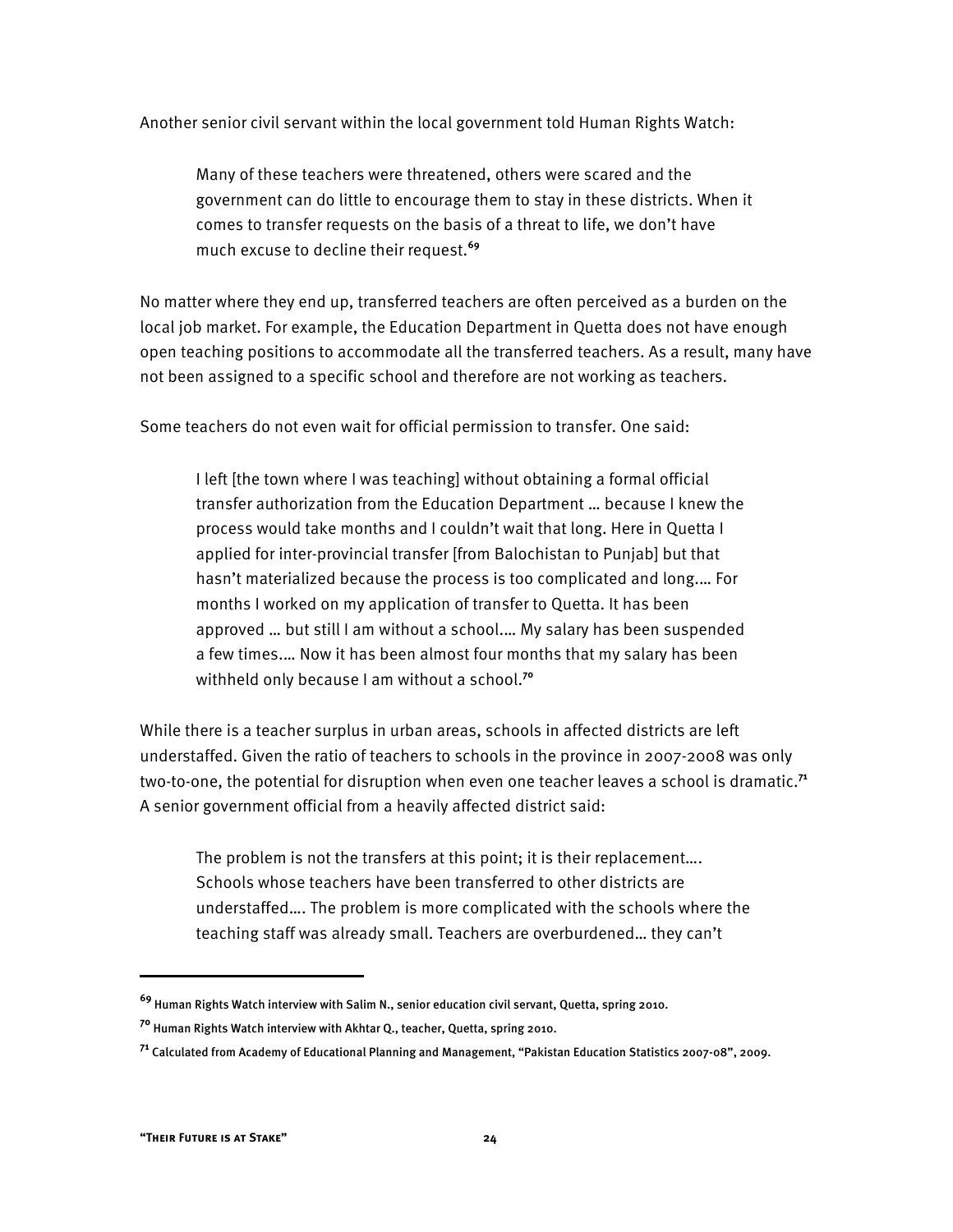Another senior civil servant within the local government told Human Rights Watch:

> Many of these teachers were threatened, others were scared and the government can do little to encourage them to stay in these districts. When it comes to transfer requests on the basis of a threat to life, we don't have much excuse to decline their request.[69]

No matter where they end up, transferred teachers are often perceived as a burden on the local job market. For example, the Education Department in Quetta does not have enough open teaching positions to accommodate all the transferred teachers. As a result, many have not been assigned to a specific school and therefore are not working as teachers.

Some teachers do not even wait for official permission to transfer. One said:

> I left [the town where I was teaching] without obtaining a formal official transfer authorization from the Education Department … because I knew the process would take months and I couldn't wait that long. Here in Quetta I applied for inter-provincial transfer [from Balochistan to Punjab] but that hasn't materialized because the process is too complicated and long.… For months I worked on my application of transfer to Quetta. It has been approved … but still I am without a school.… My salary has been suspended a few times.… Now it has been almost four months that my salary has been withheld only because I am without a school.[70]

While there is a teacher surplus in urban areas, schools in affected districts are left understaffed. Given the ratio of teachers to schools in the province in 2007-2008 was only two-to-one, the potential for disruption when even one teacher leaves a school is dramatic.[71] A senior government official from a heavily affected district said:

> The problem is not the transfers at this point; it is their replacement…. Schools whose teachers have been transferred to other districts are understaffed…. The problem is more complicated with the schools where the teaching staff was already small. Teachers are overburdened… they can't

---

[69] Human Rights Watch interview with Salim N., senior education civil servant, Quetta, spring 2010.

[70] Human Rights Watch interview with Akhtar Q., teacher, Quetta, spring 2010.

[71] Calculated from Academy of Educational Planning and Management, "Pakistan Education Statistics 2007-08", 2009.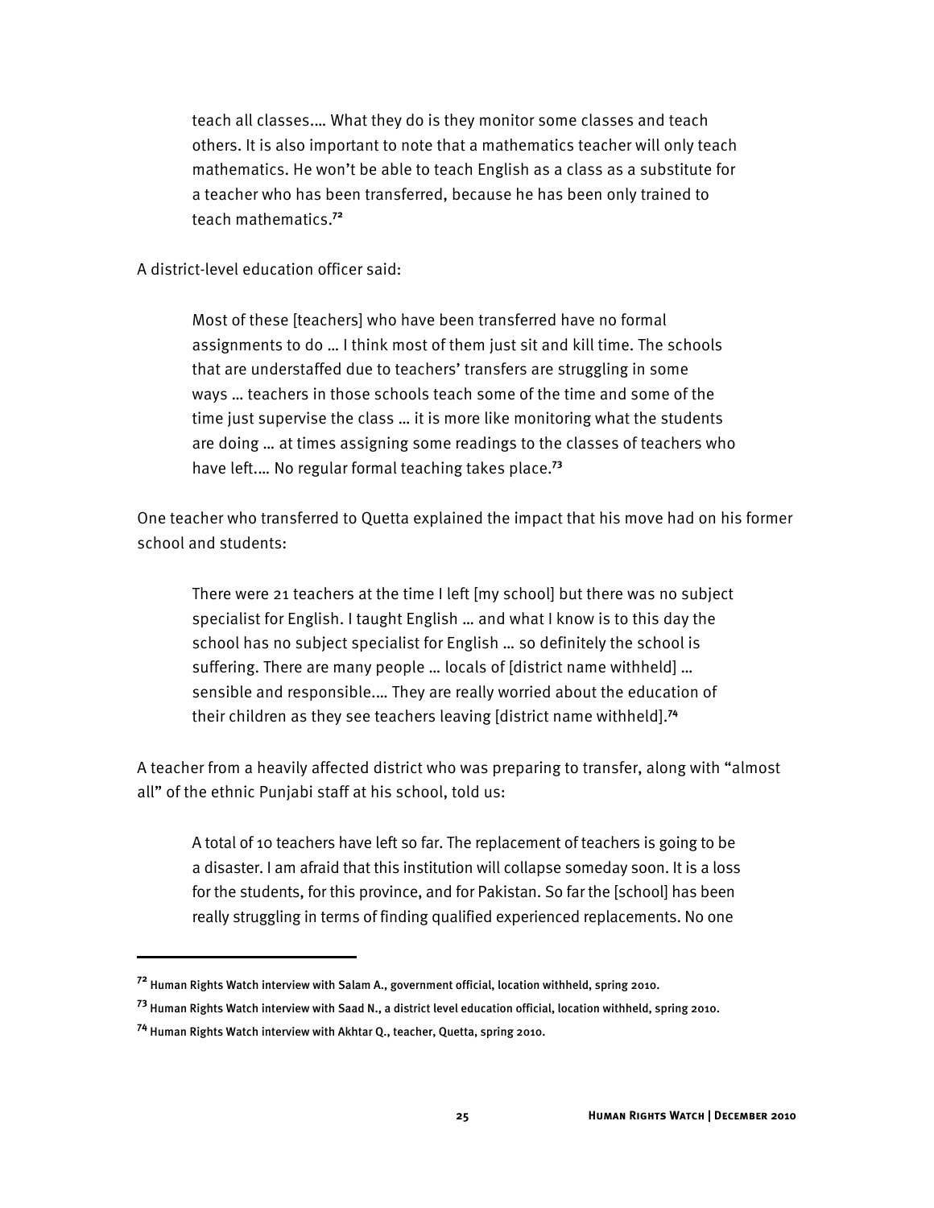> teach all classes.... What they do is they monitor some classes and teach others. It is also important to note that a mathematics teacher will only teach mathematics. He won't be able to teach English as a class as a substitute for a teacher who has been transferred, because he has been only trained to teach mathematics.[72]

A district-level education officer said:

> Most of these [teachers] who have been transferred have no formal assignments to do … I think most of them just sit and kill time. The schools that are understaffed due to teachers' transfers are struggling in some ways … teachers in those schools teach some of the time and some of the time just supervise the class … it is more like monitoring what the students are doing … at times assigning some readings to the classes of teachers who have left.... No regular formal teaching takes place.[73]

One teacher who transferred to Quetta explained the impact that his move had on his former school and students:

> There were 21 teachers at the time I left [my school] but there was no subject specialist for English. I taught English … and what I know is to this day the school has no subject specialist for English … so definitely the school is suffering. There are many people … locals of [district name withheld] … sensible and responsible.... They are really worried about the education of their children as they see teachers leaving [district name withheld].[74]

A teacher from a heavily affected district who was preparing to transfer, along with "almost all" of the ethnic Punjabi staff at his school, told us:

> A total of 10 teachers have left so far. The replacement of teachers is going to be a disaster. I am afraid that this institution will collapse someday soon. It is a loss for the students, for this province, and for Pakistan. So far the [school] has been really struggling in terms of finding qualified experienced replacements. No one

---

[72] Human Rights Watch interview with Salam A., government official, location withheld, spring 2010.

[73] Human Rights Watch interview with Saad N., a district level education official, location withheld, spring 2010.

[74] Human Rights Watch interview with Akhtar Q., teacher, Quetta, spring 2010.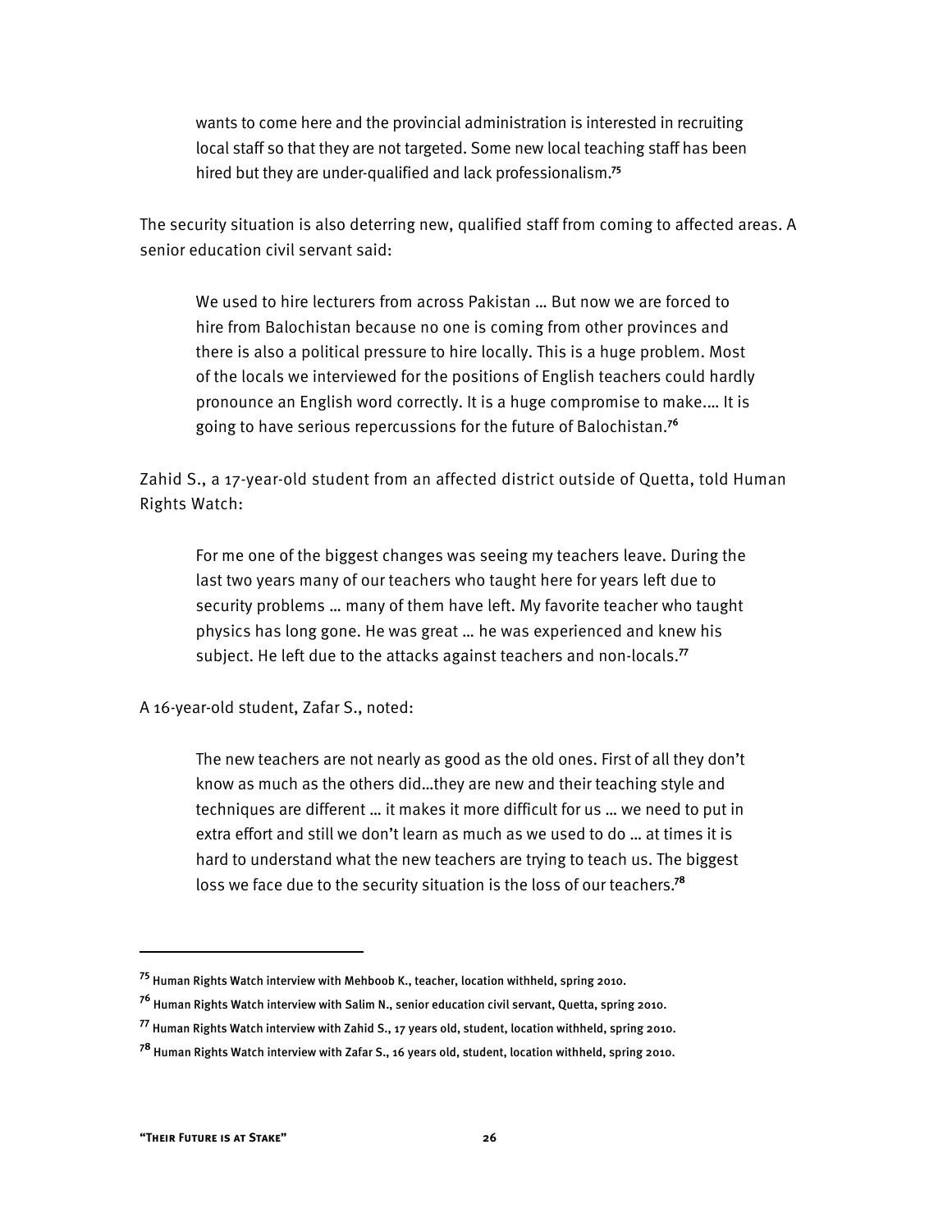> wants to come here and the provincial administration is interested in recruiting local staff so that they are not targeted. Some new local teaching staff has been hired but they are under-qualified and lack professionalism.[75]

The security situation is also deterring new, qualified staff from coming to affected areas. A senior education civil servant said:

> We used to hire lecturers from across Pakistan … But now we are forced to hire from Balochistan because no one is coming from other provinces and there is also a political pressure to hire locally. This is a huge problem. Most of the locals we interviewed for the positions of English teachers could hardly pronounce an English word correctly. It is a huge compromise to make.… It is going to have serious repercussions for the future of Balochistan.[76]

Zahid S., a 17-year-old student from an affected district outside of Quetta, told Human Rights Watch:

> For me one of the biggest changes was seeing my teachers leave. During the last two years many of our teachers who taught here for years left due to security problems … many of them have left. My favorite teacher who taught physics has long gone. He was great … he was experienced and knew his subject. He left due to the attacks against teachers and non-locals.[77]

A 16-year-old student, Zafar S., noted:

> The new teachers are not nearly as good as the old ones. First of all they don't know as much as the others did…they are new and their teaching style and techniques are different … it makes it more difficult for us … we need to put in extra effort and still we don't learn as much as we used to do … at times it is hard to understand what the new teachers are trying to teach us. The biggest loss we face due to the security situation is the loss of our teachers.[78]

---

[75] Human Rights Watch interview with Mehboob K., teacher, location withheld, spring 2010.

[76] Human Rights Watch interview with Salim N., senior education civil servant, Quetta, spring 2010.

[77] Human Rights Watch interview with Zahid S., 17 years old, student, location withheld, spring 2010.

[78] Human Rights Watch interview with Zafar S., 16 years old, student, location withheld, spring 2010.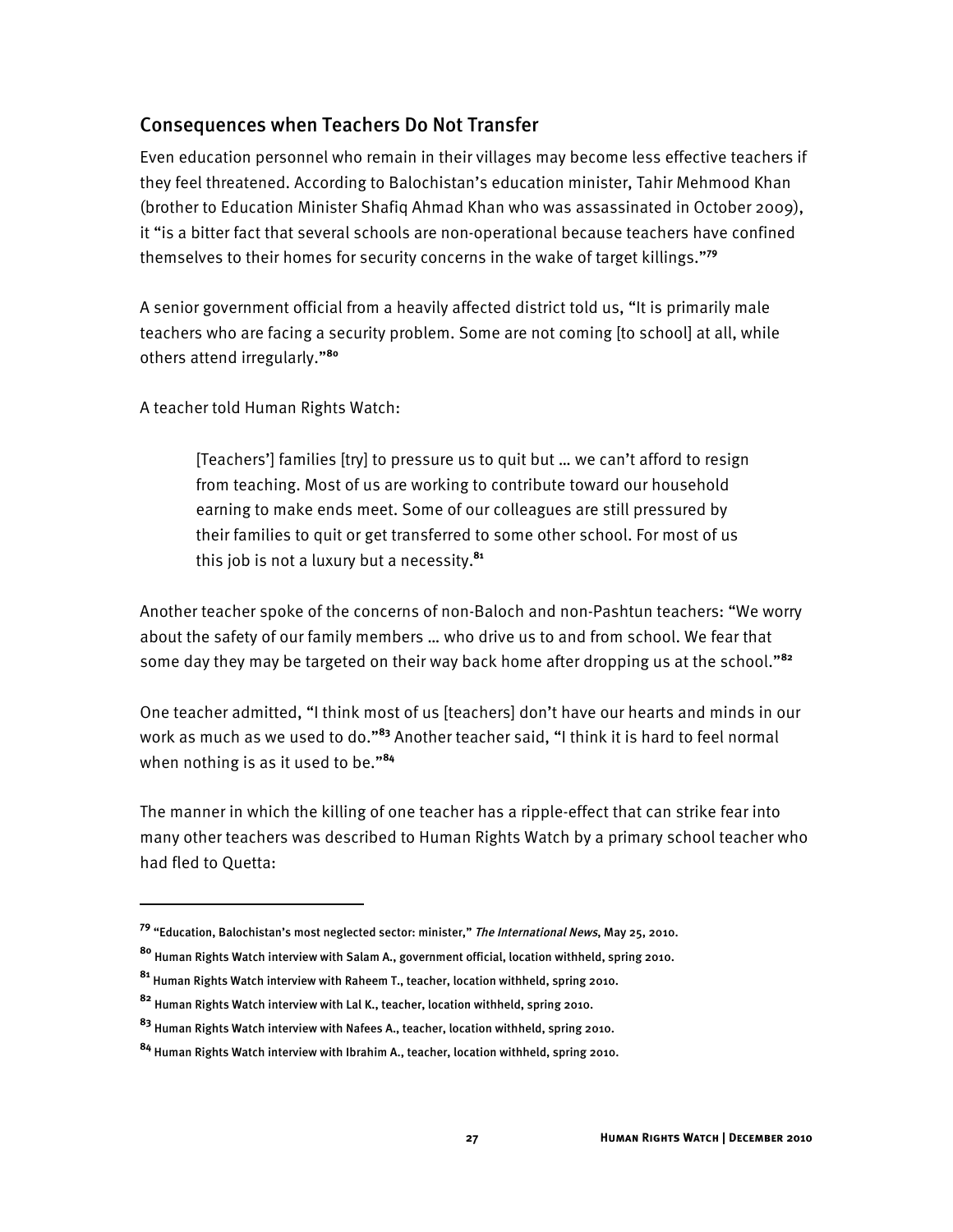## Consequences when Teachers Do Not Transfer

Even education personnel who remain in their villages may become less effective teachers if they feel threatened. According to Balochistan's education minister, Tahir Mehmood Khan (brother to Education Minister Shafiq Ahmad Khan who was assassinated in October 2009), it "is a bitter fact that several schools are non-operational because teachers have confined themselves to their homes for security concerns in the wake of target killings."[79]

A senior government official from a heavily affected district told us, "It is primarily male teachers who are facing a security problem. Some are not coming [to school] at all, while others attend irregularly."[80]

A teacher told Human Rights Watch:

> [Teachers'] families [try] to pressure us to quit but … we can't afford to resign from teaching. Most of us are working to contribute toward our household earning to make ends meet. Some of our colleagues are still pressured by their families to quit or get transferred to some other school. For most of us this job is not a luxury but a necessity.[81]

Another teacher spoke of the concerns of non-Baloch and non-Pashtun teachers: "We worry about the safety of our family members … who drive us to and from school. We fear that some day they may be targeted on their way back home after dropping us at the school."[82]

One teacher admitted, "I think most of us [teachers] don't have our hearts and minds in our work as much as we used to do."[83] Another teacher said, "I think it is hard to feel normal when nothing is as it used to be."[84]

The manner in which the killing of one teacher has a ripple-effect that can strike fear into many other teachers was described to Human Rights Watch by a primary school teacher who had fled to Quetta:

---

[79] "Education, Balochistan's most neglected sector: minister," *The International News*, May 25, 2010.

[80] Human Rights Watch interview with Salam A., government official, location withheld, spring 2010.

[81] Human Rights Watch interview with Raheem T., teacher, location withheld, spring 2010.

[82] Human Rights Watch interview with Lal K., teacher, location withheld, spring 2010.

[83] Human Rights Watch interview with Nafees A., teacher, location withheld, spring 2010.

[84] Human Rights Watch interview with Ibrahim A., teacher, location withheld, spring 2010.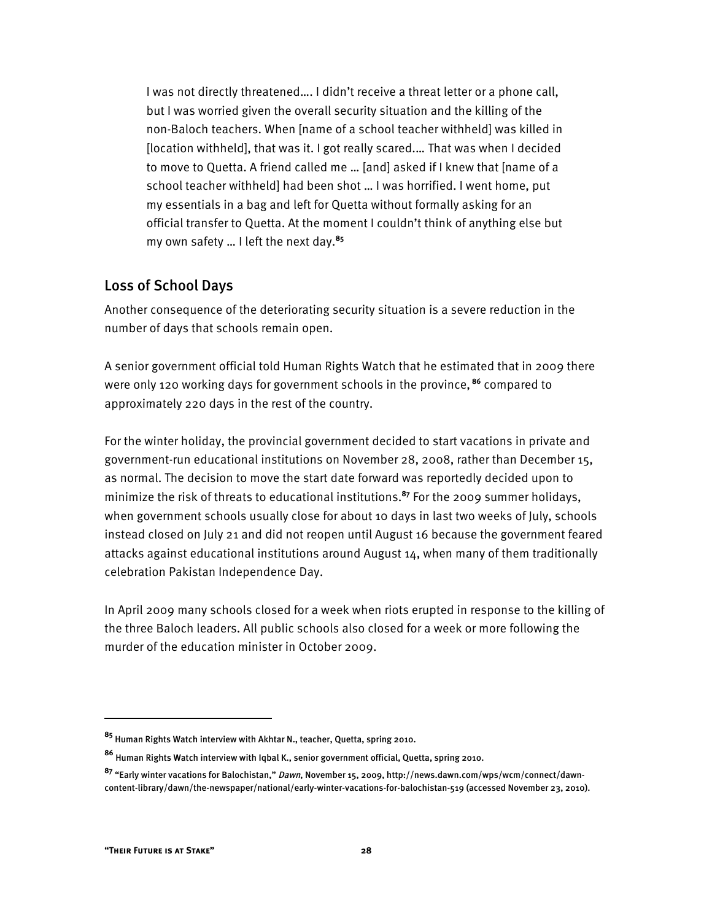> I was not directly threatened…. I didn't receive a threat letter or a phone call, but I was worried given the overall security situation and the killing of the non-Baloch teachers. When [name of a school teacher withheld] was killed in [location withheld], that was it. I got really scared…. That was when I decided to move to Quetta. A friend called me … [and] asked if I knew that [name of a school teacher withheld] had been shot … I was horrified. I went home, put my essentials in a bag and left for Quetta without formally asking for an official transfer to Quetta. At the moment I couldn't think of anything else but my own safety … I left the next day.[85]

## Loss of School Days

Another consequence of the deteriorating security situation is a severe reduction in the number of days that schools remain open.

A senior government official told Human Rights Watch that he estimated that in 2009 there were only 120 working days for government schools in the province,[86] compared to approximately 220 days in the rest of the country.

For the winter holiday, the provincial government decided to start vacations in private and government-run educational institutions on November 28, 2008, rather than December 15, as normal. The decision to move the start date forward was reportedly decided upon to minimize the risk of threats to educational institutions.[87] For the 2009 summer holidays, when government schools usually close for about 10 days in last two weeks of July, schools instead closed on July 21 and did not reopen until August 16 because the government feared attacks against educational institutions around August 14, when many of them traditionally celebration Pakistan Independence Day.

In April 2009 many schools closed for a week when riots erupted in response to the killing of the three Baloch leaders. All public schools also closed for a week or more following the murder of the education minister in October 2009.

---

[85] Human Rights Watch interview with Akhtar N., teacher, Quetta, spring 2010.

[86] Human Rights Watch interview with Iqbal K., senior government official, Quetta, spring 2010.

[87] "Early winter vacations for Balochistan," *Dawn*, November 15, 2009, http://news.dawn.com/wps/wcm/connect/dawn-content-library/dawn/the-newspaper/national/early-winter-vacations-for-balochistan-519 (accessed November 23, 2010).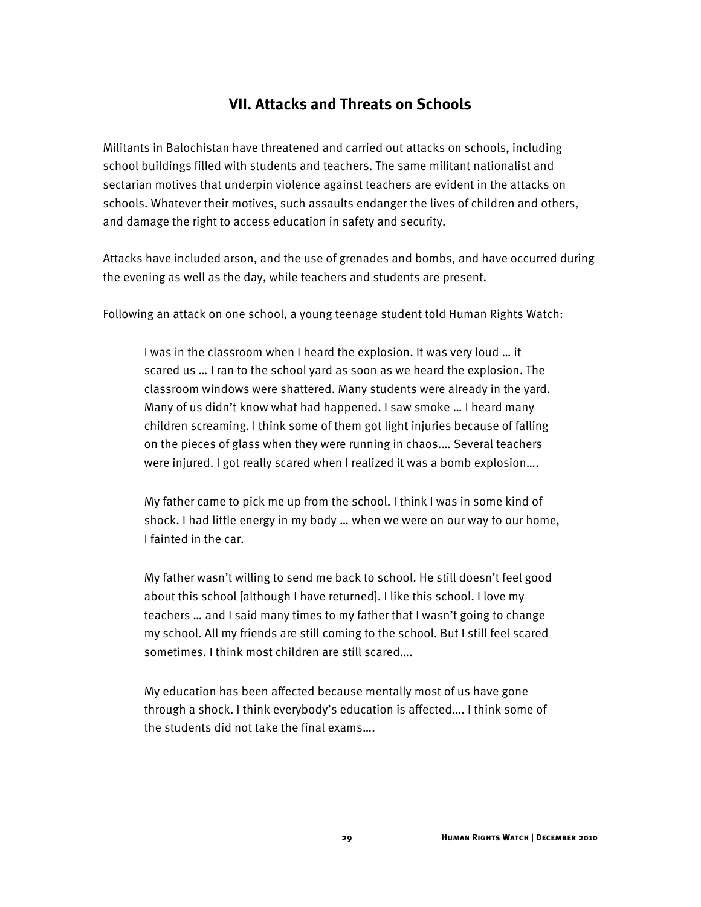## VII. Attacks and Threats on Schools

Militants in Balochistan have threatened and carried out attacks on schools, including school buildings filled with students and teachers. The same militant nationalist and sectarian motives that underpin violence against teachers are evident in the attacks on schools. Whatever their motives, such assaults endanger the lives of children and others, and damage the right to access education in safety and security.

Attacks have included arson, and the use of grenades and bombs, and have occurred during the evening as well as the day, while teachers and students are present.

Following an attack on one school, a young teenage student told Human Rights Watch:

> I was in the classroom when I heard the explosion. It was very loud … it scared us … I ran to the school yard as soon as we heard the explosion. The classroom windows were shattered. Many students were already in the yard. Many of us didn't know what had happened. I saw smoke … I heard many children screaming. I think some of them got light injuries because of falling on the pieces of glass when they were running in chaos.… Several teachers were injured. I got really scared when I realized it was a bomb explosion….
>
> My father came to pick me up from the school. I think I was in some kind of shock. I had little energy in my body … when we were on our way to our home, I fainted in the car.
>
> My father wasn't willing to send me back to school. He still doesn't feel good about this school [although I have returned]. I like this school. I love my teachers … and I said many times to my father that I wasn't going to change my school. All my friends are still coming to the school. But I still feel scared sometimes. I think most children are still scared….
>
> My education has been affected because mentally most of us have gone through a shock. I think everybody's education is affected…. I think some of the students did not take the final exams….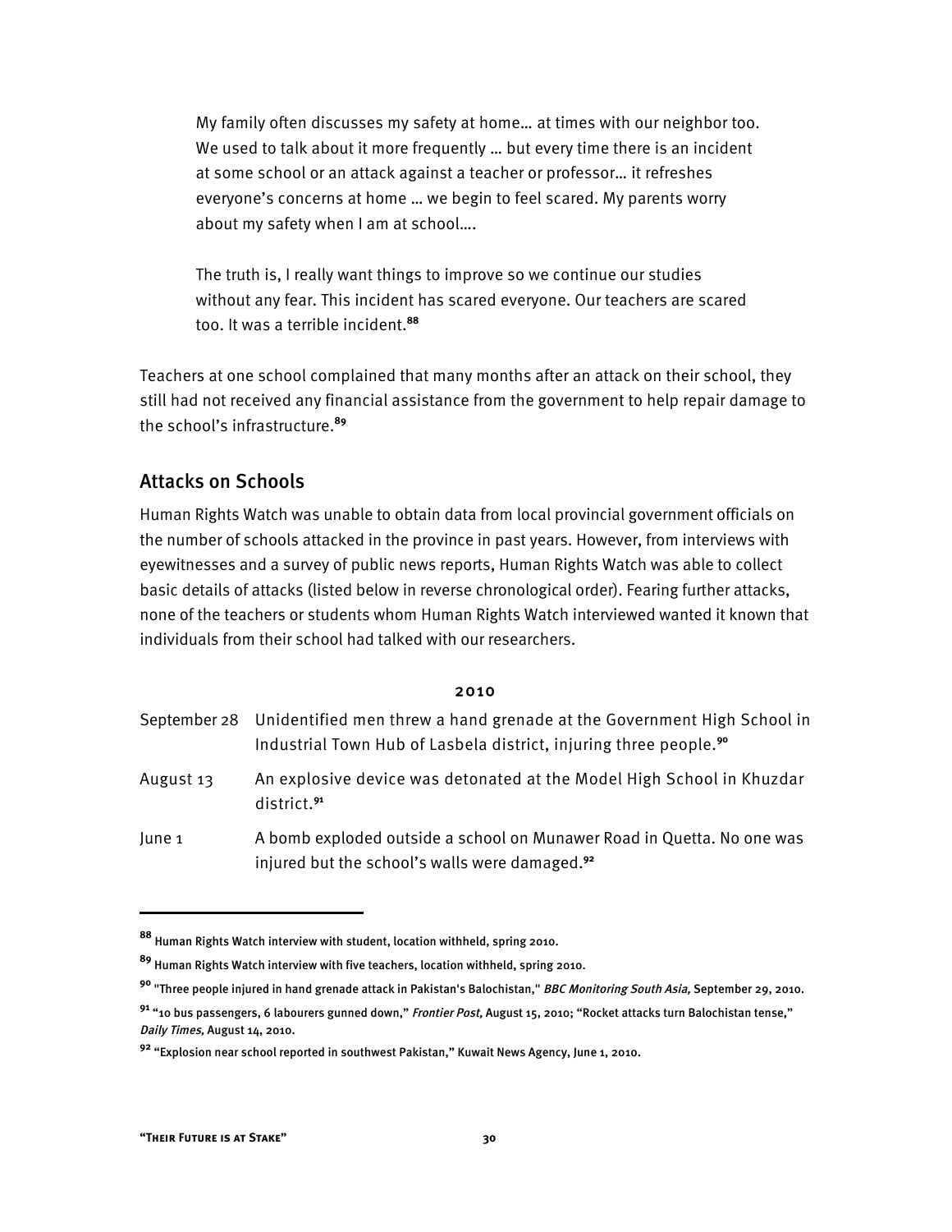> My family often discusses my safety at home… at times with our neighbor too. We used to talk about it more frequently … but every time there is an incident at some school or an attack against a teacher or professor… it refreshes everyone's concerns at home … we begin to feel scared. My parents worry about my safety when I am at school….
>
> The truth is, I really want things to improve so we continue our studies without any fear. This incident has scared everyone. Our teachers are scared too. It was a terrible incident.[88]

Teachers at one school complained that many months after an attack on their school, they still had not received any financial assistance from the government to help repair damage to the school's infrastructure.[89]

## Attacks on Schools

Human Rights Watch was unable to obtain data from local provincial government officials on the number of schools attacked in the province in past years. However, from interviews with eyewitnesses and a survey of public news reports, Human Rights Watch was able to collect basic details of attacks (listed below in reverse chronological order). Fearing further attacks, none of the teachers or students whom Human Rights Watch interviewed wanted it known that individuals from their school had talked with our researchers.

**2010**

| | |
|---|---|
| September 28 | Unidentified men threw a hand grenade at the Government High School in Industrial Town Hub of Lasbela district, injuring three people.[90] |
| August 13 | An explosive device was detonated at the Model High School in Khuzdar district.[91] |
| June 1 | A bomb exploded outside a school on Munawer Road in Quetta. No one was injured but the school's walls were damaged.[92] |

---

[88] Human Rights Watch interview with student, location withheld, spring 2010.

[89] Human Rights Watch interview with five teachers, location withheld, spring 2010.

[90] "Three people injured in hand grenade attack in Pakistan's Balochistan," *BBC Monitoring South Asia,* September 29, 2010.

[91] "10 bus passengers, 6 labourers gunned down," *Frontier Post,* August 15, 2010; "Rocket attacks turn Balochistan tense," *Daily Times,* August 14, 2010.

[92] "Explosion near school reported in southwest Pakistan," Kuwait News Agency, June 1, 2010.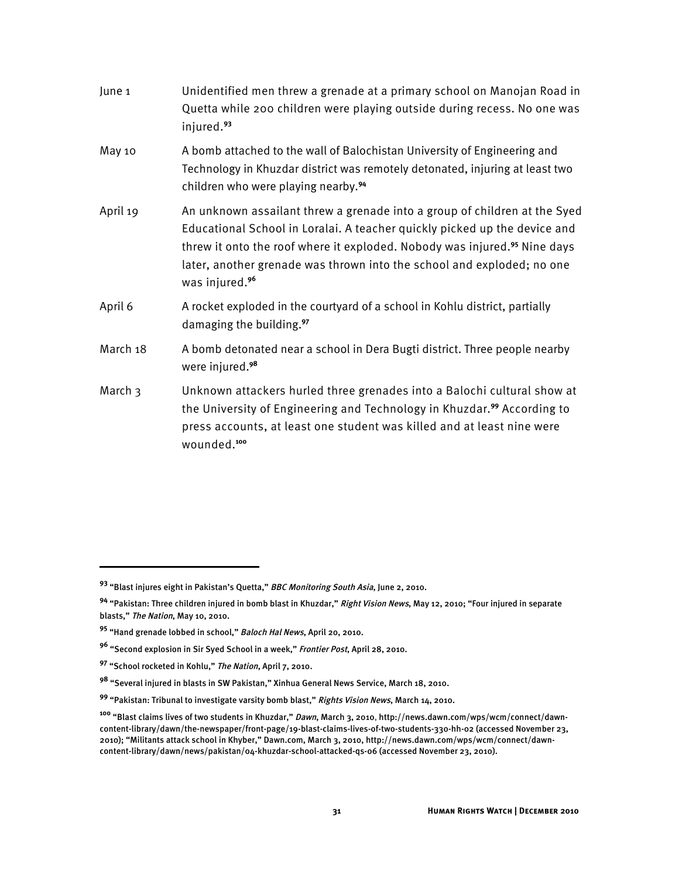| | |
|---|---|
| June 1 | Unidentified men threw a grenade at a primary school on Manojan Road in Quetta while 200 children were playing outside during recess. No one was injured.[93] |
| May 10 | A bomb attached to the wall of Balochistan University of Engineering and Technology in Khuzdar district was remotely detonated, injuring at least two children who were playing nearby.[94] |
| April 19 | An unknown assailant threw a grenade into a group of children at the Syed Educational School in Loralai. A teacher quickly picked up the device and threw it onto the roof where it exploded. Nobody was injured.[95] Nine days later, another grenade was thrown into the school and exploded; no one was injured.[96] |
| April 6 | A rocket exploded in the courtyard of a school in Kohlu district, partially damaging the building.[97] |
| March 18 | A bomb detonated near a school in Dera Bugti district. Three people nearby were injured.[98] |
| March 3 | Unknown attackers hurled three grenades into a Balochi cultural show at the University of Engineering and Technology in Khuzdar.[99] According to press accounts, at least one student was killed and at least nine were wounded.[100] |

---

[93] "Blast injures eight in Pakistan's Quetta," *BBC Monitoring South Asia*, June 2, 2010.

[94] "Pakistan: Three children injured in bomb blast in Khuzdar," *Right Vision News*, May 12, 2010; "Four injured in separate blasts," *The Nation*, May 10, 2010.

[95] "Hand grenade lobbed in school," *Baloch Hal News*, April 20, 2010.

[96] "Second explosion in Sir Syed School in a week," *Frontier Post*, April 28, 2010.

[97] "School rocketed in Kohlu," *The Nation*, April 7, 2010.

[98] "Several injured in blasts in SW Pakistan," Xinhua General News Service, March 18, 2010.

[99] "Pakistan: Tribunal to investigate varsity bomb blast," *Rights Vision News*, March 14, 2010.

[100] "Blast claims lives of two students in Khuzdar," *Dawn*, March 3, 2010, http://news.dawn.com/wps/wcm/connect/dawn-content-library/dawn/the-newspaper/front-page/19-blast-claims-lives-of-two-students-330-hh-02 (accessed November 23, 2010); "Militants attack school in Khyber," Dawn.com, March 3, 2010, http://news.dawn.com/wps/wcm/connect/dawn-content-library/dawn/news/pakistan/04-khuzdar-school-attacked-qs-06 (accessed November 23, 2010).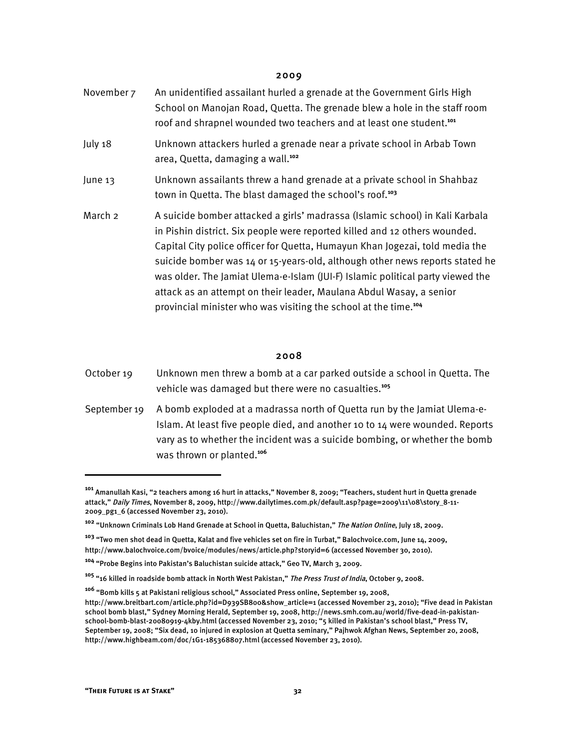## 2009

November 7 An unidentified assailant hurled a grenade at the Government Girls High School on Manojan Road, Quetta. The grenade blew a hole in the staff room roof and shrapnel wounded two teachers and at least one student.[101]

July 18 Unknown attackers hurled a grenade near a private school in Arbab Town area, Quetta, damaging a wall.[102]

June 13 Unknown assailants threw a hand grenade at a private school in Shahbaz town in Quetta. The blast damaged the school's roof.[103]

March 2 A suicide bomber attacked a girls' madrassa (Islamic school) in Kali Karbala in Pishin district. Six people were reported killed and 12 others wounded. Capital City police officer for Quetta, Humayun Khan Jogezai, told media the suicide bomber was 14 or 15-years-old, although other news reports stated he was older. The Jamiat Ulema-e-Islam (JUI-F) Islamic political party viewed the attack as an attempt on their leader, Maulana Abdul Wasay, a senior provincial minister who was visiting the school at the time.[104]

## 2008

October 19 Unknown men threw a bomb at a car parked outside a school in Quetta. The vehicle was damaged but there were no casualties.[105]

September 19 A bomb exploded at a madrassa north of Quetta run by the Jamiat Ulema-e-Islam. At least five people died, and another 10 to 14 were wounded. Reports vary as to whether the incident was a suicide bombing, or whether the bomb was thrown or planted.[106]

---

[101] Amanullah Kasi, "2 teachers among 16 hurt in attacks," November 8, 2009; "Teachers, student hurt in Quetta grenade attack," *Daily Times*, November 8, 2009, http://www.dailytimes.com.pk/default.asp?page=2009\11\08\story_8-11-2009_pg1_6 (accessed November 23, 2010).

[102] "Unknown Criminals Lob Hand Grenade at School in Quetta, Baluchistan," *The Nation Online*, July 18, 2009.

[103] "Two men shot dead in Quetta, Kalat and five vehicles set on fire in Turbat," Balochvoice.com, June 14, 2009, http://www.balochvoice.com/bvoice/modules/news/article.php?storyid=6 (accessed November 30, 2010).

[104] "Probe Begins into Pakistan's Baluchistan suicide attack," Geo TV, March 3, 2009.

[105] "16 killed in roadside bomb attack in North West Pakistan," *The Press Trust of India*, October 9, 2008.

[106] "Bomb kills 5 at Pakistani religious school," Associated Press online, September 19, 2008, http://www.breitbart.com/article.php?id=D939SB800&show_article=1 (accessed November 23, 2010); "Five dead in Pakistan school bomb blast," Sydney Morning Herald, September 19, 2008, http://news.smh.com.au/world/five-dead-in-pakistan-school-bomb-blast-20080919-4kby.html (accessed November 23, 2010; "5 killed in Pakistan's school blast," Press TV, September 19, 2008; "Six dead, 10 injured in explosion at Quetta seminary," Pajhwok Afghan News, September 20, 2008, http://www.highbeam.com/doc/1G1-185368807.html (accessed November 23, 2010).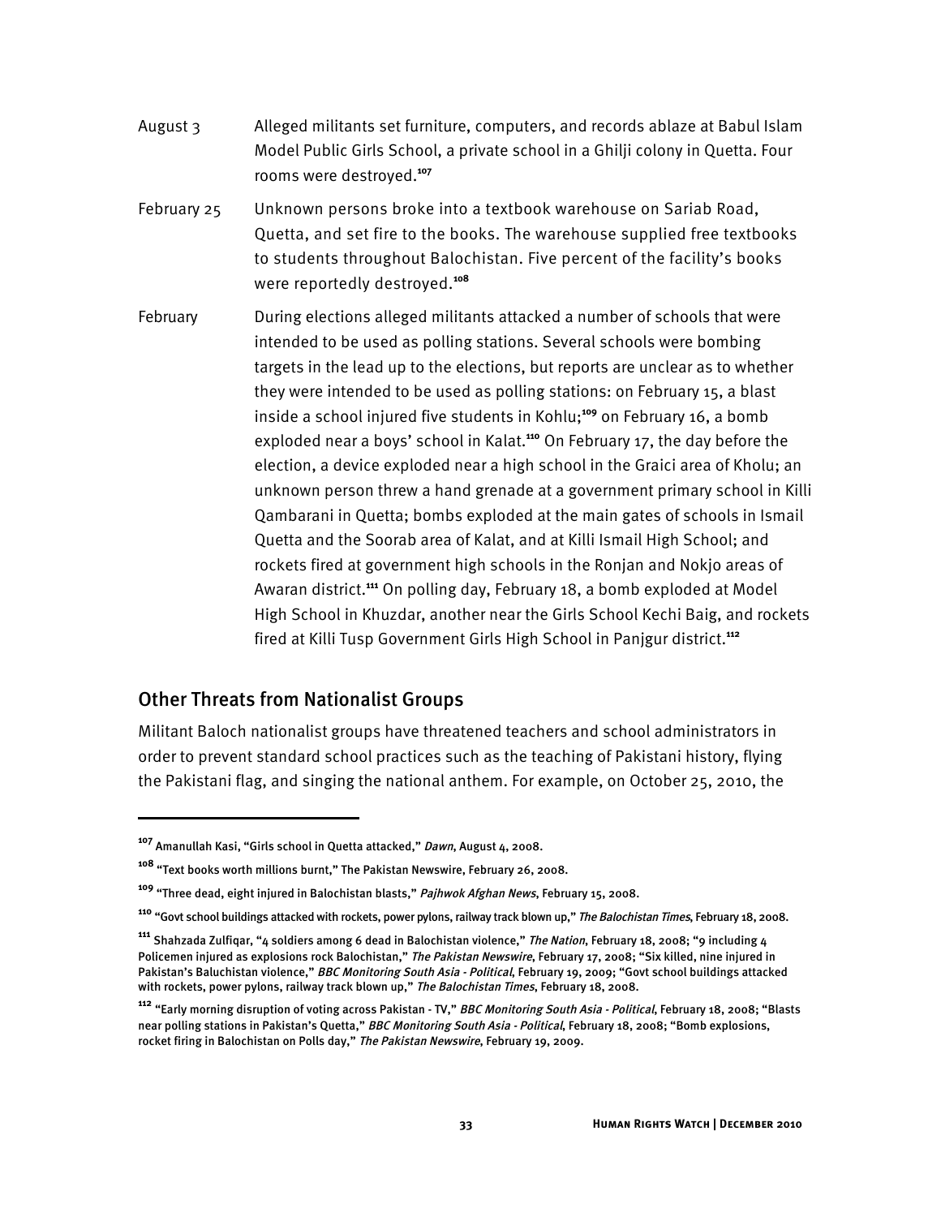August 3 Alleged militants set furniture, computers, and records ablaze at Babul Islam Model Public Girls School, a private school in a Ghilji colony in Quetta. Four rooms were destroyed.[107]

February 25 Unknown persons broke into a textbook warehouse on Sariab Road, Quetta, and set fire to the books. The warehouse supplied free textbooks to students throughout Balochistan. Five percent of the facility's books were reportedly destroyed.[108]

February During elections alleged militants attacked a number of schools that were intended to be used as polling stations. Several schools were bombing targets in the lead up to the elections, but reports are unclear as to whether they were intended to be used as polling stations: on February 15, a blast inside a school injured five students in Kohlu;[109] on February 16, a bomb exploded near a boys' school in Kalat.[110] On February 17, the day before the election, a device exploded near a high school in the Graici area of Kholu; an unknown person threw a hand grenade at a government primary school in Killi Qambarani in Quetta; bombs exploded at the main gates of schools in Ismail Quetta and the Soorab area of Kalat, and at Killi Ismail High School; and rockets fired at government high schools in the Ronjan and Nokjo areas of Awaran district.[111] On polling day, February 18, a bomb exploded at Model High School in Khuzdar, another near the Girls School Kechi Baig, and rockets fired at Killi Tusp Government Girls High School in Panjgur district.[112]

## Other Threats from Nationalist Groups

Militant Baloch nationalist groups have threatened teachers and school administrators in order to prevent standard school practices such as the teaching of Pakistani history, flying the Pakistani flag, and singing the national anthem. For example, on October 25, 2010, the

---

[107] Amanullah Kasi, "Girls school in Quetta attacked," *Dawn*, August 4, 2008.

[108] "Text books worth millions burnt," The Pakistan Newswire, February 26, 2008.

[109] "Three dead, eight injured in Balochistan blasts," *Pajhwok Afghan News*, February 15, 2008.

[110] "Govt school buildings attacked with rockets, power pylons, railway track blown up," *The Balochistan Times*, February 18, 2008.

[111] Shahzada Zulfiqar, "4 soldiers among 6 dead in Balochistan violence," *The Nation*, February 18, 2008; "9 including 4 Policemen injured as explosions rock Balochistan," *The Pakistan Newswire*, February 17, 2008; "Six killed, nine injured in Pakistan's Baluchistan violence," *BBC Monitoring South Asia - Political*, February 19, 2009; "Govt school buildings attacked with rockets, power pylons, railway track blown up," *The Balochistan Times*, February 18, 2008.

[112] "Early morning disruption of voting across Pakistan - TV," *BBC Monitoring South Asia - Political*, February 18, 2008; "Blasts near polling stations in Pakistan's Quetta," *BBC Monitoring South Asia - Political*, February 18, 2008; "Bomb explosions, rocket firing in Balochistan on Polls day," *The Pakistan Newswire*, February 19, 2009.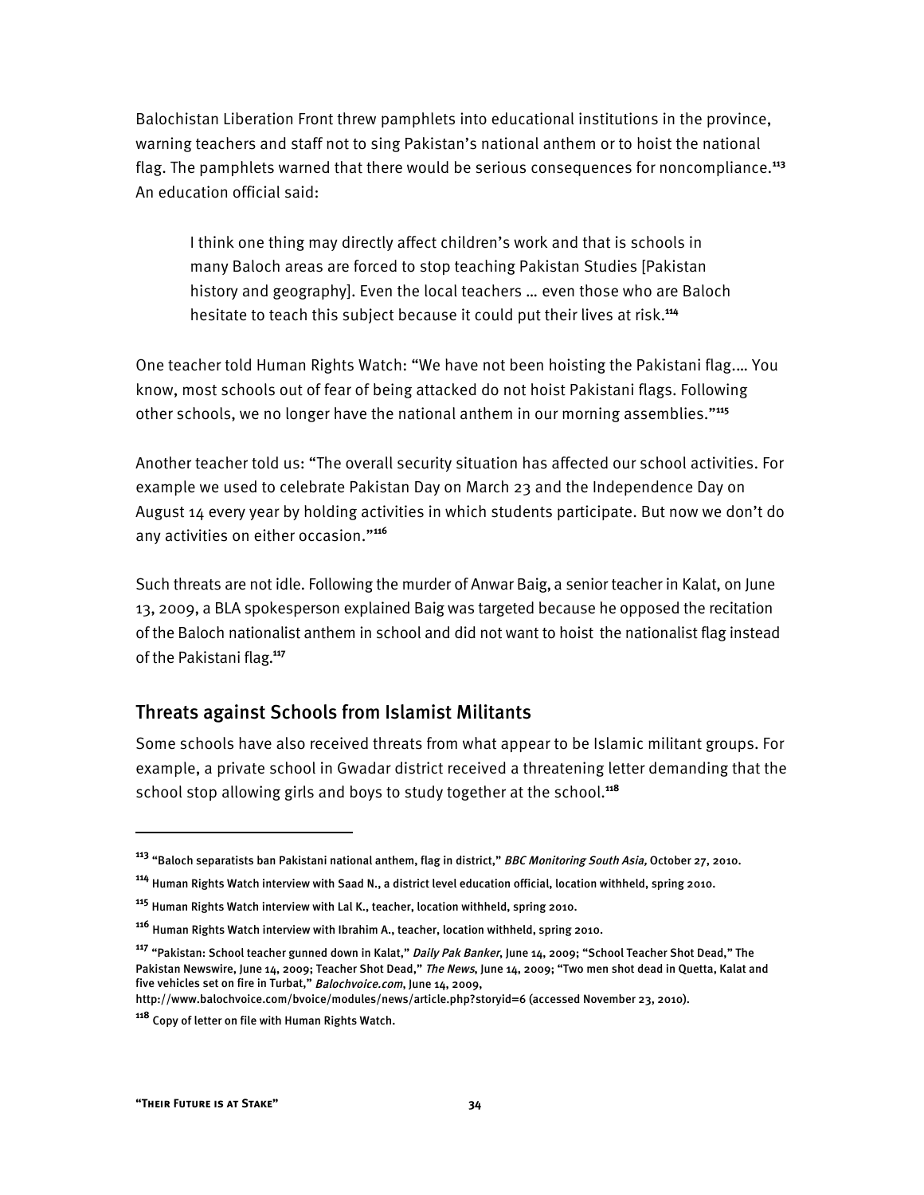Balochistan Liberation Front threw pamphlets into educational institutions in the province, warning teachers and staff not to sing Pakistan's national anthem or to hoist the national flag. The pamphlets warned that there would be serious consequences for noncompliance.[113] An education official said:

> I think one thing may directly affect children's work and that is schools in many Baloch areas are forced to stop teaching Pakistan Studies [Pakistan history and geography]. Even the local teachers … even those who are Baloch hesitate to teach this subject because it could put their lives at risk.[114]

One teacher told Human Rights Watch: "We have not been hoisting the Pakistani flag.… You know, most schools out of fear of being attacked do not hoist Pakistani flags. Following other schools, we no longer have the national anthem in our morning assemblies."[115]

Another teacher told us: "The overall security situation has affected our school activities. For example we used to celebrate Pakistan Day on March 23 and the Independence Day on August 14 every year by holding activities in which students participate. But now we don't do any activities on either occasion."[116]

Such threats are not idle. Following the murder of Anwar Baig, a senior teacher in Kalat, on June 13, 2009, a BLA spokesperson explained Baig was targeted because he opposed the recitation of the Baloch nationalist anthem in school and did not want to hoist the nationalist flag instead of the Pakistani flag.[117]

## Threats against Schools from Islamist Militants

Some schools have also received threats from what appear to be Islamic militant groups. For example, a private school in Gwadar district received a threatening letter demanding that the school stop allowing girls and boys to study together at the school.[118]

---

[113] "Baloch separatists ban Pakistani national anthem, flag in district," *BBC Monitoring South Asia*, October 27, 2010.

[114] Human Rights Watch interview with Saad N., a district level education official, location withheld, spring 2010.

[115] Human Rights Watch interview with Lal K., teacher, location withheld, spring 2010.

[116] Human Rights Watch interview with Ibrahim A., teacher, location withheld, spring 2010.

[117] "Pakistan: School teacher gunned down in Kalat," *Daily Pak Banker*, June 14, 2009; "School Teacher Shot Dead," The Pakistan Newswire, June 14, 2009; Teacher Shot Dead," *The News*, June 14, 2009; "Two men shot dead in Quetta, Kalat and five vehicles set on fire in Turbat," *Balochvoice.com*, June 14, 2009, http://www.balochvoice.com/bvoice/modules/news/article.php?storyid=6 (accessed November 23, 2010).

[118] Copy of letter on file with Human Rights Watch.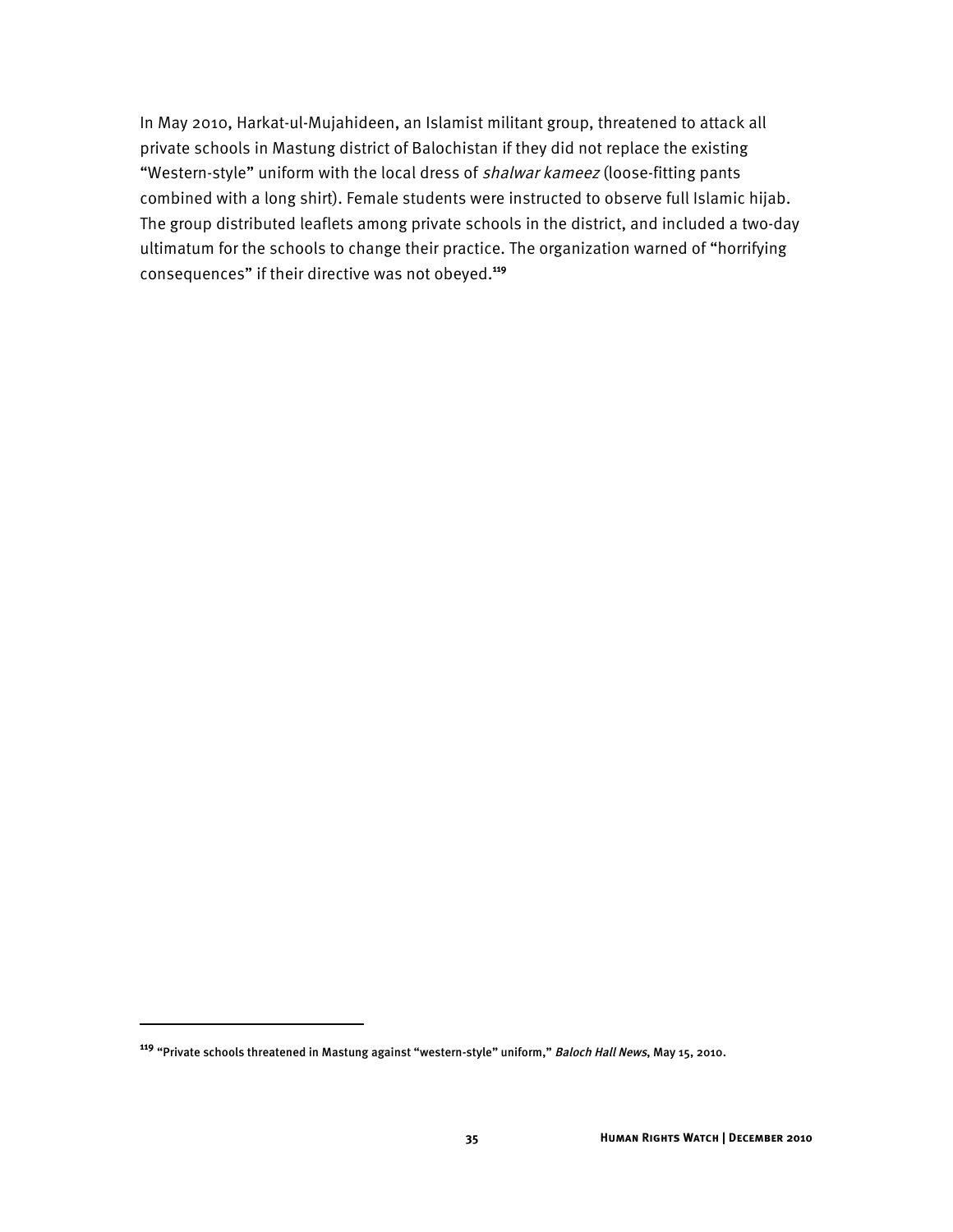In May 2010, Harkat-ul-Mujahideen, an Islamist militant group, threatened to attack all private schools in Mastung district of Balochistan if they did not replace the existing "Western-style" uniform with the local dress of *shalwar kameez* (loose-fitting pants combined with a long shirt). Female students were instructed to observe full Islamic hijab. The group distributed leaflets among private schools in the district, and included a two-day ultimatum for the schools to change their practice. The organization warned of "horrifying consequences" if their directive was not obeyed.[119]

---

[119] "Private schools threatened in Mastung against "western-style" uniform," *Baloch Hall News*, May 15, 2010.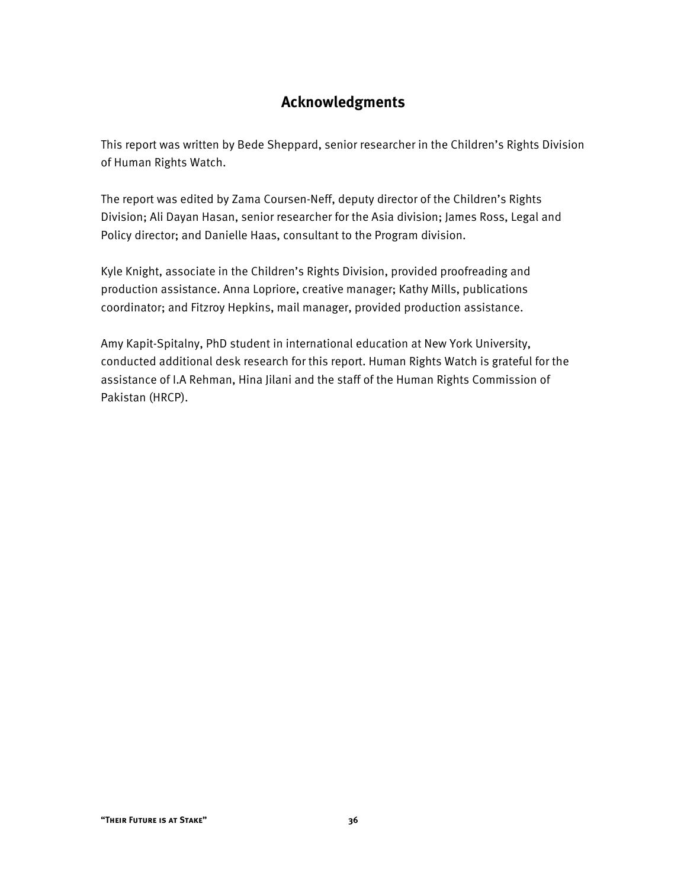## Acknowledgments

This report was written by Bede Sheppard, senior researcher in the Children's Rights Division of Human Rights Watch.

The report was edited by Zama Coursen-Neff, deputy director of the Children's Rights Division; Ali Dayan Hasan, senior researcher for the Asia division; James Ross, Legal and Policy director; and Danielle Haas, consultant to the Program division.

Kyle Knight, associate in the Children's Rights Division, provided proofreading and production assistance. Anna Lopriore, creative manager; Kathy Mills, publications coordinator; and Fitzroy Hepkins, mail manager, provided production assistance.

Amy Kapit-Spitalny, PhD student in international education at New York University, conducted additional desk research for this report. Human Rights Watch is grateful for the assistance of I.A Rehman, Hina Jilani and the staff of the Human Rights Commission of Pakistan (HRCP).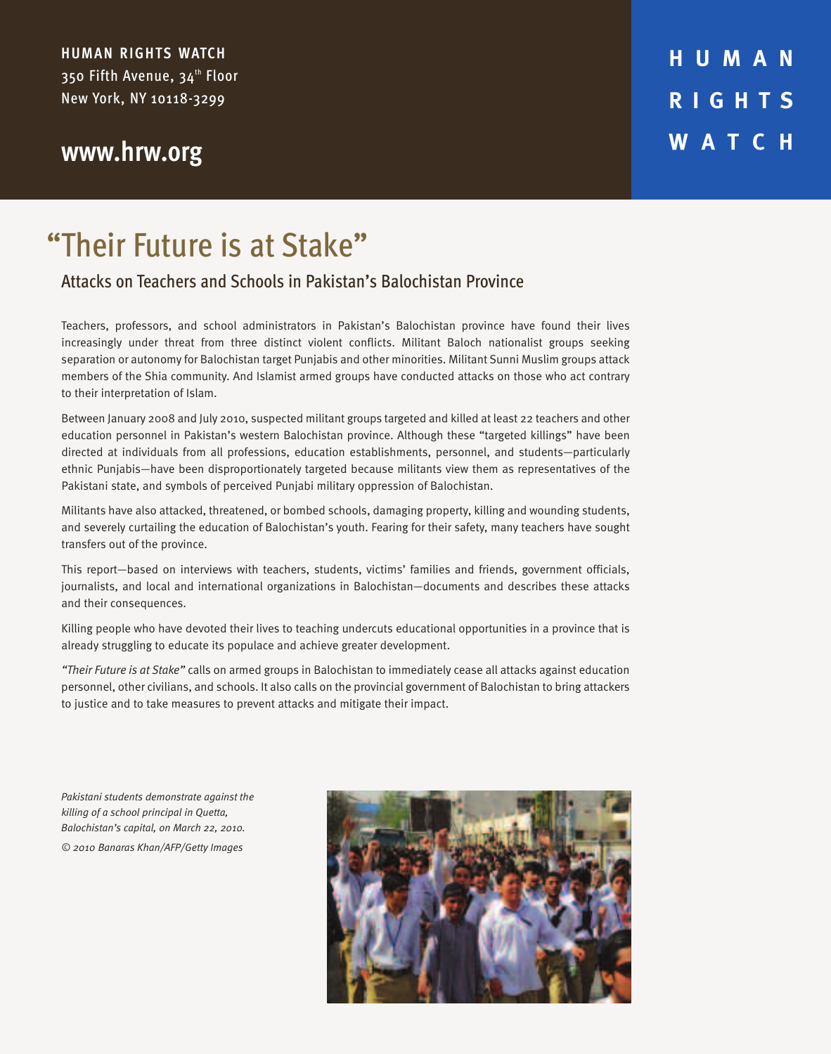**HUMAN RIGHTS WATCH**
350 Fifth Avenue, 34th Floor
New York, NY 10118-3299

**www.hrw.org**

**HUMAN RIGHTS WATCH**

# "Their Future is at Stake"

## Attacks on Teachers and Schools in Pakistan's Balochistan Province

Teachers, professors, and school administrators in Pakistan's Balochistan province have found their lives increasingly under threat from three distinct violent conflicts. Militant Baloch nationalist groups seeking separation or autonomy for Balochistan target Punjabis and other minorities. Militant Sunni Muslim groups attack members of the Shia community. And Islamist armed groups have conducted attacks on those who act contrary to their interpretation of Islam.

Between January 2008 and July 2010, suspected militant groups targeted and killed at least 22 teachers and other education personnel in Pakistan's western Balochistan province. Although these "targeted killings" have been directed at individuals from all professions, education establishments, personnel, and students—particularly ethnic Punjabis—have been disproportionately targeted because militants view them as representatives of the Pakistani state, and symbols of perceived Punjabi military oppression of Balochistan.

Militants have also attacked, threatened, or bombed schools, damaging property, killing and wounding students, and severely curtailing the education of Balochistan's youth. Fearing for their safety, many teachers have sought transfers out of the province.

This report—based on interviews with teachers, students, victims' families and friends, government officials, journalists, and local and international organizations in Balochistan—documents and describes these attacks and their consequences.

Killing people who have devoted their lives to teaching undercuts educational opportunities in a province that is already struggling to educate its populace and achieve greater development.

*"Their Future is at Stake"* calls on armed groups in Balochistan to immediately cease all attacks against education personnel, other civilians, and schools. It also calls on the provincial government of Balochistan to bring attackers to justice and to take measures to prevent attacks and mitigate their impact.

*Pakistani students demonstrate against the killing of a school principal in Quetta, Balochistan's capital, on March 22, 2010.*

*© 2010 Banaras Khan/AFP/Getty Images*